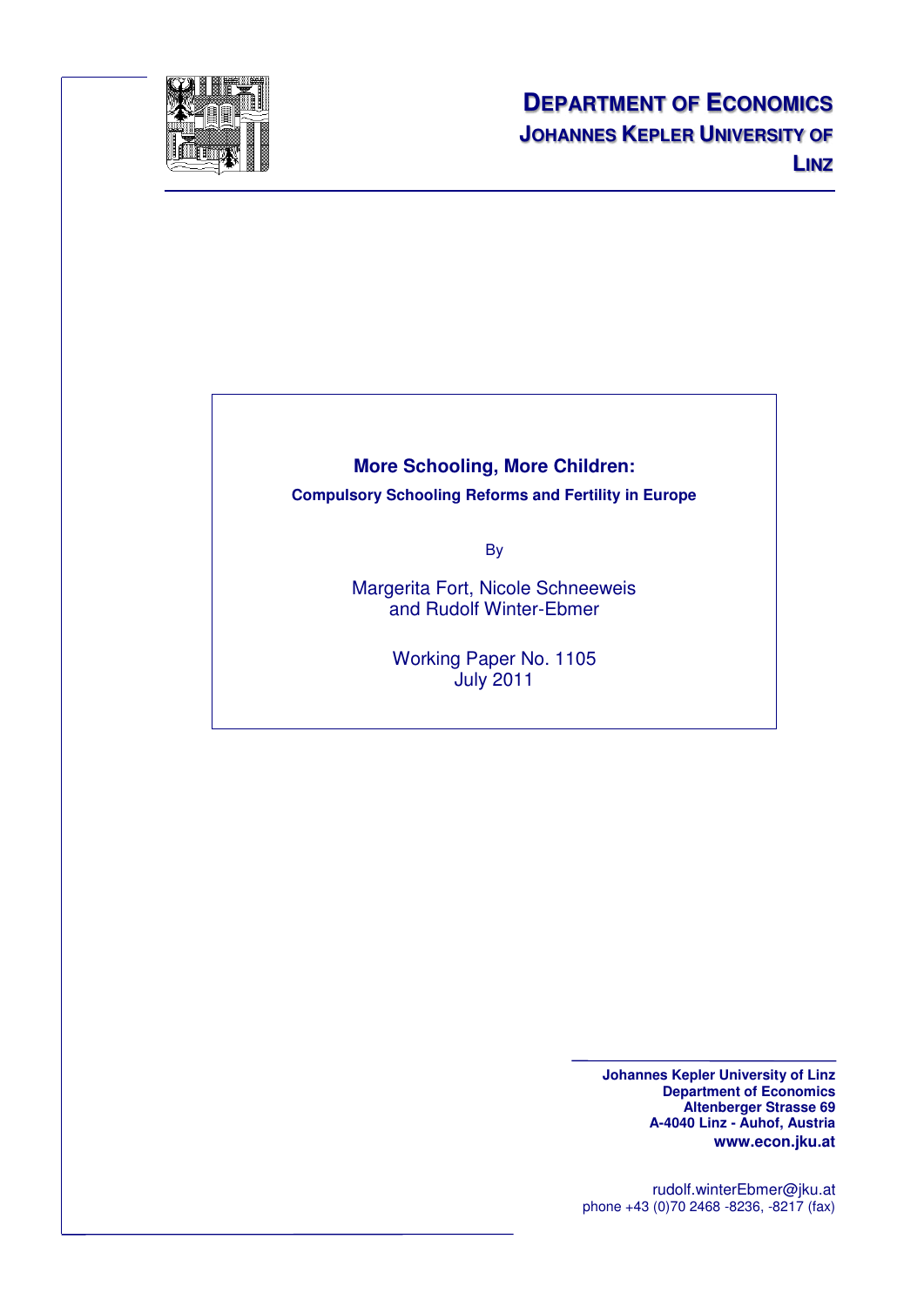**DEPARTMENT OF ECONOMICS**
**JOHANNES KEPLER UNIVERSITY OF LINZ**

# More Schooling, More Children:

## Compulsory Schooling Reforms and Fertility in Europe

By

Margerita Fort, Nicole Schneeweis and Rudolf Winter-Ebmer

Working Paper No. 1105
July 2011

**Johannes Kepler University of Linz**
**Department of Economics**
**Altenberger Strasse 69**
**A-4040 Linz - Auhof, Austria**
**www.econ.jku.at**

rudolf.winterEbmer@jku.at
phone +43 (0)70 2468 -8236, -8217 (fax)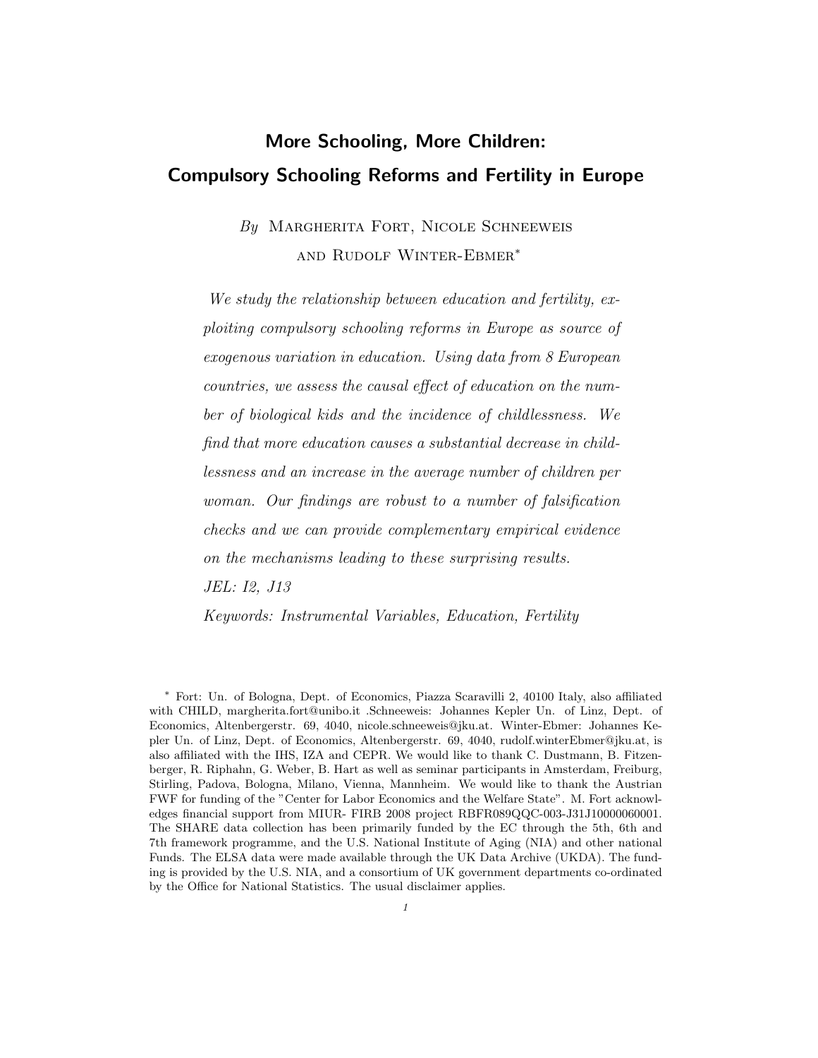# More Schooling, More Children: Compulsory Schooling Reforms and Fertility in Europe

*By* Margherita Fort, Nicole Schneeweis and Rudolf Winter-Ebmer*

*We study the relationship between education and fertility, exploiting compulsory schooling reforms in Europe as source of exogenous variation in education. Using data from 8 European countries, we assess the causal effect of education on the number of biological kids and the incidence of childlessness. We find that more education causes a substantial decrease in childlessness and an increase in the average number of children per woman. Our findings are robust to a number of falsification checks and we can provide complementary empirical evidence on the mechanisms leading to these surprising results.*

*JEL: I2, J13*

*Keywords: Instrumental Variables, Education, Fertility*

* Fort: Un. of Bologna, Dept. of Economics, Piazza Scaravilli 2, 40100 Italy, also affiliated with CHILD, margherita.fort@unibo.it .Schneeweis: Johannes Kepler Un. of Linz, Dept. of Economics, Altenbergerstr. 69, 4040, nicole.schneeweis@jku.at. Winter-Ebmer: Johannes Kepler Un. of Linz, Dept. of Economics, Altenbergerstr. 69, 4040, rudolf.winterEbmer@jku.at, is also affiliated with the IHS, IZA and CEPR. We would like to thank C. Dustmann, B. Fitzenberger, R. Riphahn, G. Weber, B. Hart as well as seminar participants in Amsterdam, Freiburg, Stirling, Padova, Bologna, Milano, Vienna, Mannheim. We would like to thank the Austrian FWF for funding of the "Center for Labor Economics and the Welfare State". M. Fort acknowledges financial support from MIUR- FIRB 2008 project RBFR089QQC-003-J31J10000060001. The SHARE data collection has been primarily funded by the EC through the 5th, 6th and 7th framework programme, and the U.S. National Institute of Aging (NIA) and other national Funds. The ELSA data were made available through the UK Data Archive (UKDA). The funding is provided by the U.S. NIA, and a consortium of UK government departments co-ordinated by the Office for National Statistics. The usual disclaimer applies.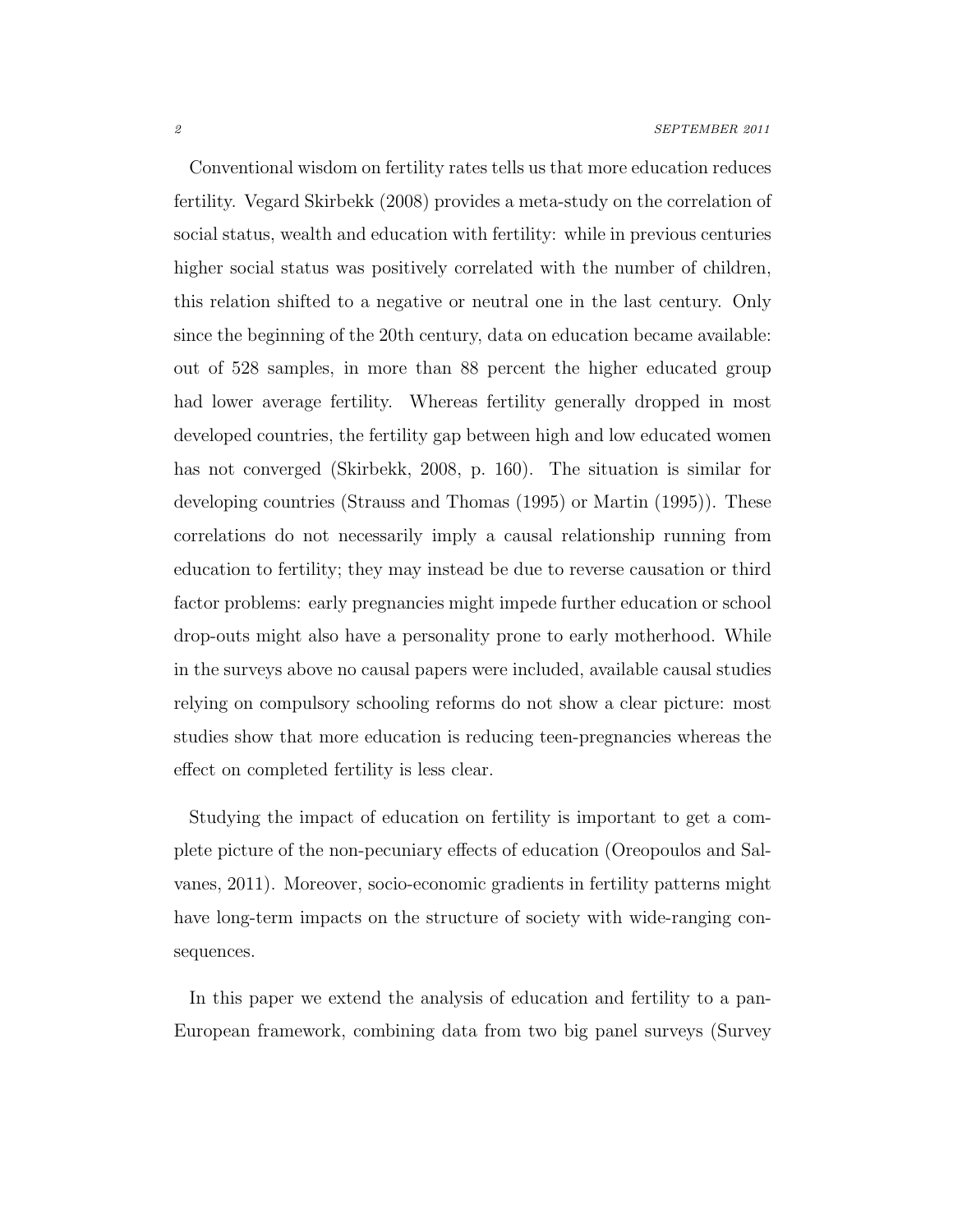Conventional wisdom on fertility rates tells us that more education reduces fertility. Vegard Skirbekk (2008) provides a meta-study on the correlation of social status, wealth and education with fertility: while in previous centuries higher social status was positively correlated with the number of children, this relation shifted to a negative or neutral one in the last century. Only since the beginning of the 20th century, data on education became available: out of 528 samples, in more than 88 percent the higher educated group had lower average fertility. Whereas fertility generally dropped in most developed countries, the fertility gap between high and low educated women has not converged (Skirbekk, 2008, p. 160). The situation is similar for developing countries (Strauss and Thomas (1995) or Martin (1995)). These correlations do not necessarily imply a causal relationship running from education to fertility; they may instead be due to reverse causation or third factor problems: early pregnancies might impede further education or school drop-outs might also have a personality prone to early motherhood. While in the surveys above no causal papers were included, available causal studies relying on compulsory schooling reforms do not show a clear picture: most studies show that more education is reducing teen-pregnancies whereas the effect on completed fertility is less clear.

Studying the impact of education on fertility is important to get a complete picture of the non-pecuniary effects of education (Oreopoulos and Salvanes, 2011). Moreover, socio-economic gradients in fertility patterns might have long-term impacts on the structure of society with wide-ranging consequences.

In this paper we extend the analysis of education and fertility to a pan-European framework, combining data from two big panel surveys (Survey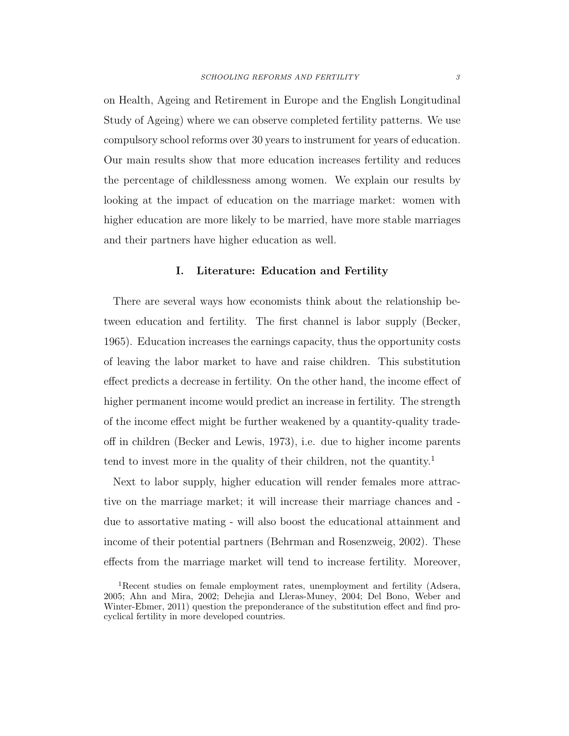on Health, Ageing and Retirement in Europe and the English Longitudinal Study of Ageing) where we can observe completed fertility patterns. We use compulsory school reforms over 30 years to instrument for years of education. Our main results show that more education increases fertility and reduces the percentage of childlessness among women. We explain our results by looking at the impact of education on the marriage market: women with higher education are more likely to be married, have more stable marriages and their partners have higher education as well.

## I. Literature: Education and Fertility

There are several ways how economists think about the relationship between education and fertility. The first channel is labor supply (Becker, 1965). Education increases the earnings capacity, thus the opportunity costs of leaving the labor market to have and raise children. This substitution effect predicts a decrease in fertility. On the other hand, the income effect of higher permanent income would predict an increase in fertility. The strength of the income effect might be further weakened by a quantity-quality trade-off in children (Becker and Lewis, 1973), i.e. due to higher income parents tend to invest more in the quality of their children, not the quantity.[1]

Next to labor supply, higher education will render females more attractive on the marriage market; it will increase their marriage chances and - due to assortative mating - will also boost the educational attainment and income of their potential partners (Behrman and Rosenzweig, 2002). These effects from the marriage market will tend to increase fertility. Moreover,

[1]Recent studies on female employment rates, unemployment and fertility (Adsera, 2005; Ahn and Mira, 2002; Dehejia and Lleras-Muney, 2004; Del Bono, Weber and Winter-Ebmer, 2011) question the preponderance of the substitution effect and find procyclical fertility in more developed countries.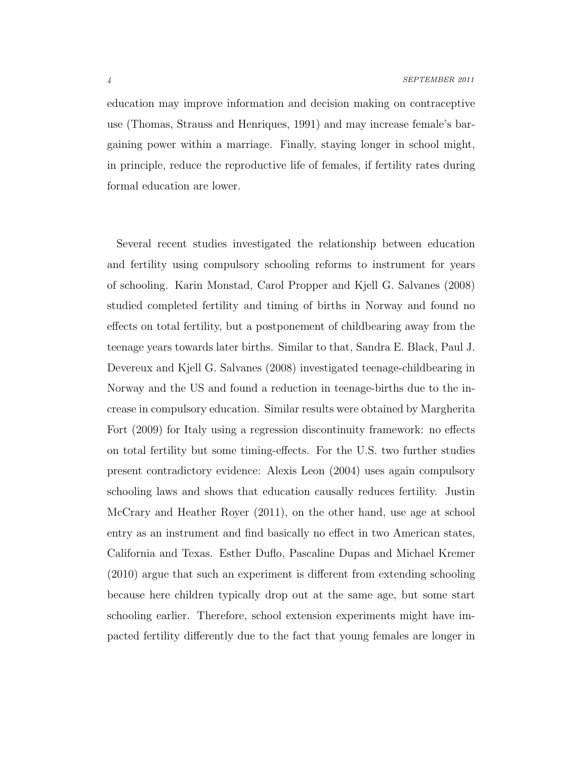education may improve information and decision making on contraceptive use (Thomas, Strauss and Henriques, 1991) and may increase female's bargaining power within a marriage. Finally, staying longer in school might, in principle, reduce the reproductive life of females, if fertility rates during formal education are lower.

Several recent studies investigated the relationship between education and fertility using compulsory schooling reforms to instrument for years of schooling. Karin Monstad, Carol Propper and Kjell G. Salvanes (2008) studied completed fertility and timing of births in Norway and found no effects on total fertility, but a postponement of childbearing away from the teenage years towards later births. Similar to that, Sandra E. Black, Paul J. Devereux and Kjell G. Salvanes (2008) investigated teenage-childbearing in Norway and the US and found a reduction in teenage-births due to the increase in compulsory education. Similar results were obtained by Margherita Fort (2009) for Italy using a regression discontinuity framework: no effects on total fertility but some timing-effects. For the U.S. two further studies present contradictory evidence: Alexis Leon (2004) uses again compulsory schooling laws and shows that education causally reduces fertility. Justin McCrary and Heather Royer (2011), on the other hand, use age at school entry as an instrument and find basically no effect in two American states, California and Texas. Esther Duflo, Pascaline Dupas and Michael Kremer (2010) argue that such an experiment is different from extending schooling because here children typically drop out at the same age, but some start schooling earlier. Therefore, school extension experiments might have impacted fertility differently due to the fact that young females are longer in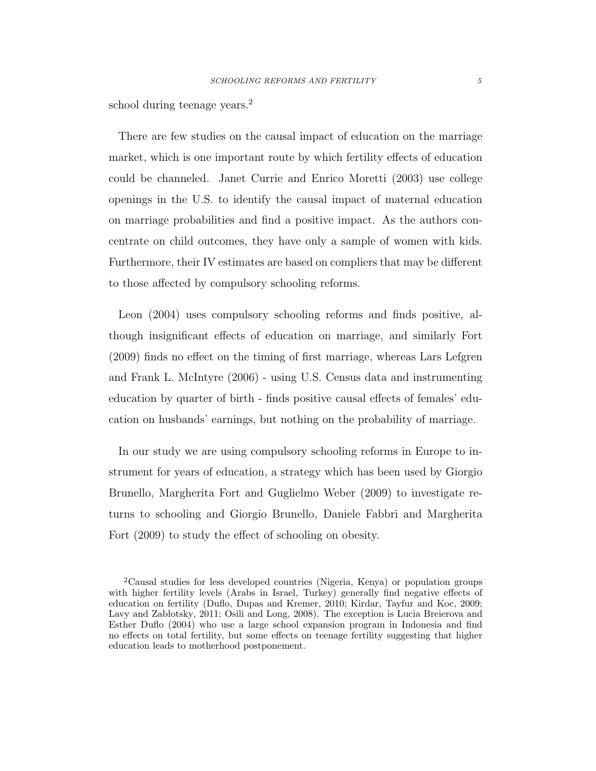school during teenage years.[2]

There are few studies on the causal impact of education on the marriage market, which is one important route by which fertility effects of education could be channeled. Janet Currie and Enrico Moretti (2003) use college openings in the U.S. to identify the causal impact of maternal education on marriage probabilities and find a positive impact. As the authors concentrate on child outcomes, they have only a sample of women with kids. Furthermore, their IV estimates are based on compliers that may be different to those affected by compulsory schooling reforms.

Leon (2004) uses compulsory schooling reforms and finds positive, although insignificant effects of education on marriage, and similarly Fort (2009) finds no effect on the timing of first marriage, whereas Lars Lefgren and Frank L. McIntyre (2006) - using U.S. Census data and instrumenting education by quarter of birth - finds positive causal effects of females' education on husbands' earnings, but nothing on the probability of marriage.

In our study we are using compulsory schooling reforms in Europe to instrument for years of education, a strategy which has been used by Giorgio Brunello, Margherita Fort and Guglielmo Weber (2009) to investigate returns to schooling and Giorgio Brunello, Daniele Fabbri and Margherita Fort (2009) to study the effect of schooling on obesity.

[2]Causal studies for less developed countries (Nigeria, Kenya) or population groups with higher fertility levels (Arabs in Israel, Turkey) generally find negative effects of education on fertility (Duflo, Dupas and Kremer, 2010; Kirdar, Tayfur and Koc, 2009; Lavy and Zablotsky, 2011; Osili and Long, 2008). The exception is Lucia Breierova and Esther Duflo (2004) who use a large school expansion program in Indonesia and find no effects on total fertility, but some effects on teenage fertility suggesting that higher education leads to motherhood postponement.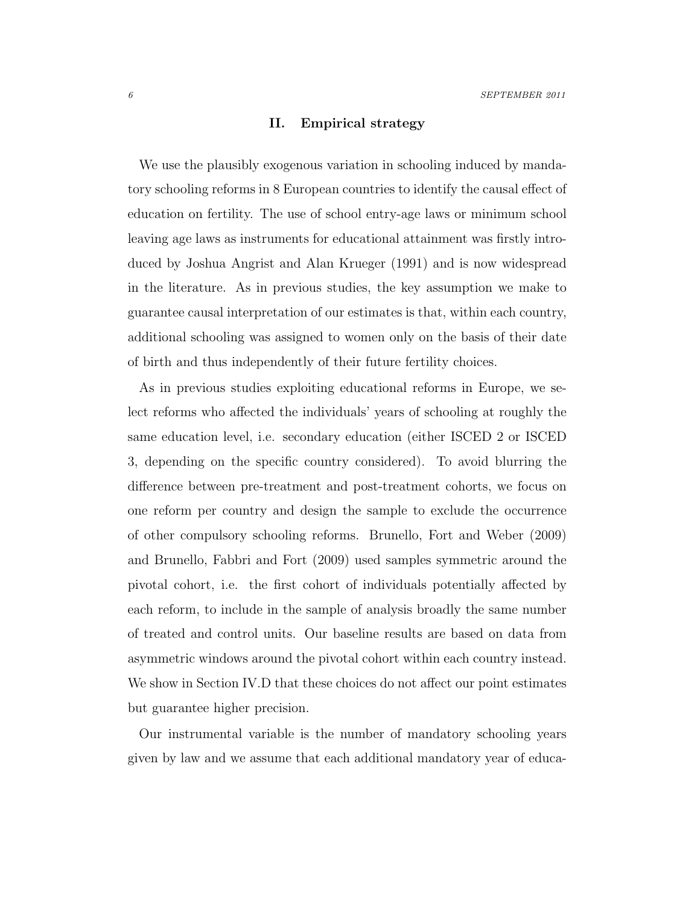## II. Empirical strategy

We use the plausibly exogenous variation in schooling induced by mandatory schooling reforms in 8 European countries to identify the causal effect of education on fertility. The use of school entry-age laws or minimum school leaving age laws as instruments for educational attainment was firstly introduced by Joshua Angrist and Alan Krueger (1991) and is now widespread in the literature. As in previous studies, the key assumption we make to guarantee causal interpretation of our estimates is that, within each country, additional schooling was assigned to women only on the basis of their date of birth and thus independently of their future fertility choices.

As in previous studies exploiting educational reforms in Europe, we select reforms who affected the individuals' years of schooling at roughly the same education level, i.e. secondary education (either ISCED 2 or ISCED 3, depending on the specific country considered). To avoid blurring the difference between pre-treatment and post-treatment cohorts, we focus on one reform per country and design the sample to exclude the occurrence of other compulsory schooling reforms. Brunello, Fort and Weber (2009) and Brunello, Fabbri and Fort (2009) used samples symmetric around the pivotal cohort, i.e. the first cohort of individuals potentially affected by each reform, to include in the sample of analysis broadly the same number of treated and control units. Our baseline results are based on data from asymmetric windows around the pivotal cohort within each country instead. We show in Section IV.D that these choices do not affect our point estimates but guarantee higher precision.

Our instrumental variable is the number of mandatory schooling years given by law and we assume that each additional mandatory year of educa-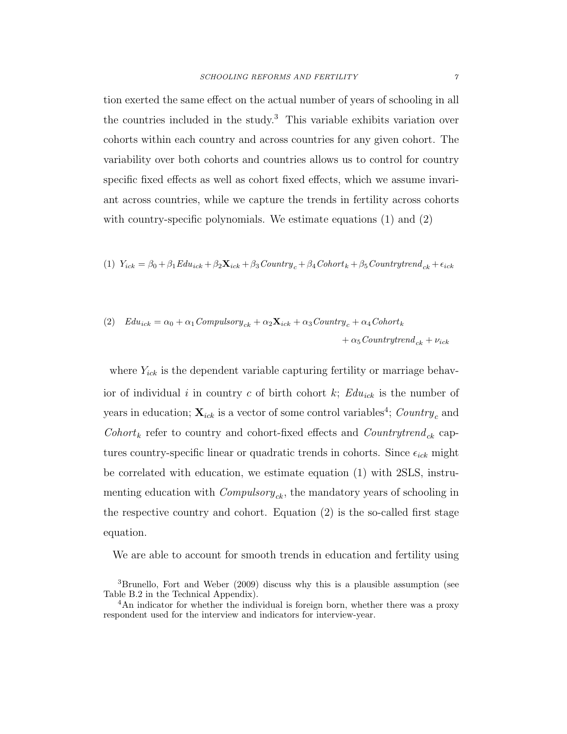tion exerted the same effect on the actual number of years of schooling in all the countries included in the study.[3] This variable exhibits variation over cohorts within each country and across countries for any given cohort. The variability over both cohorts and countries allows us to control for country specific fixed effects as well as cohort fixed effects, which we assume invariant across countries, while we capture the trends in fertility across cohorts with country-specific polynomials. We estimate equations (1) and (2)

$$(1) \quad Y_{ick} = \beta_0 + \beta_1 Edu_{ick} + \beta_2 \mathbf{X}_{ick} + \beta_3 Country_c + \beta_4 Cohort_k + \beta_5 Countrytrend_{ck} + \epsilon_{ick}$$

$$(2) \quad Edu_{ick} = \alpha_0 + \alpha_1 Compulsory_{ck} + \alpha_2 \mathbf{X}_{ick} + \alpha_3 Country_c + \alpha_4 Cohort_k + \alpha_5 Countrytrend_{ck} + \nu_{ick}$$

where $Y_{ick}$ is the dependent variable capturing fertility or marriage behavior of individual $i$ in country $c$ of birth cohort $k$; $Edu_{ick}$ is the number of years in education; $\mathbf{X}_{ick}$ is a vector of some control variables[4]; $Country_c$ and $Cohort_k$ refer to country and cohort-fixed effects and $Countrytrend_{ck}$ captures country-specific linear or quadratic trends in cohorts. Since $\epsilon_{ick}$ might be correlated with education, we estimate equation (1) with 2SLS, instrumenting education with $Compulsory_{ck}$, the mandatory years of schooling in the respective country and cohort. Equation (2) is the so-called first stage equation.

We are able to account for smooth trends in education and fertility using

[3] Brunello, Fort and Weber (2009) discuss why this is a plausible assumption (see Table B.2 in the Technical Appendix).

[4] An indicator for whether the individual is foreign born, whether there was a proxy respondent used for the interview and indicators for interview-year.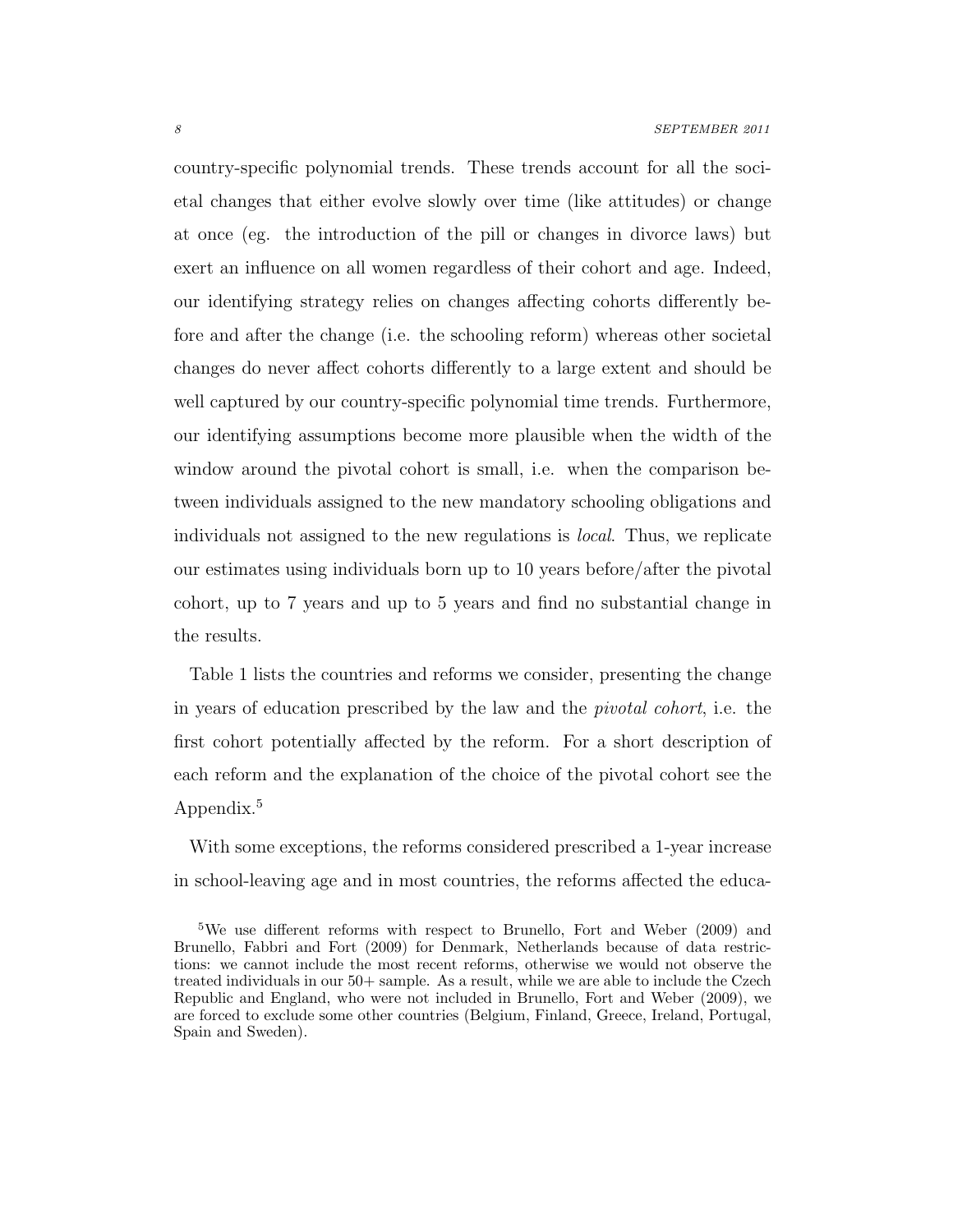country-specific polynomial trends. These trends account for all the societal changes that either evolve slowly over time (like attitudes) or change at once (eg. the introduction of the pill or changes in divorce laws) but exert an influence on all women regardless of their cohort and age. Indeed, our identifying strategy relies on changes affecting cohorts differently before and after the change (i.e. the schooling reform) whereas other societal changes do never affect cohorts differently to a large extent and should be well captured by our country-specific polynomial time trends. Furthermore, our identifying assumptions become more plausible when the width of the window around the pivotal cohort is small, i.e. when the comparison between individuals assigned to the new mandatory schooling obligations and individuals not assigned to the new regulations is *local*. Thus, we replicate our estimates using individuals born up to 10 years before/after the pivotal cohort, up to 7 years and up to 5 years and find no substantial change in the results.

Table 1 lists the countries and reforms we consider, presenting the change in years of education prescribed by the law and the *pivotal cohort*, i.e. the first cohort potentially affected by the reform. For a short description of each reform and the explanation of the choice of the pivotal cohort see the Appendix.[5]

With some exceptions, the reforms considered prescribed a 1-year increase in school-leaving age and in most countries, the reforms affected the educa-

[5] We use different reforms with respect to Brunello, Fort and Weber (2009) and Brunello, Fabbri and Fort (2009) for Denmark, Netherlands because of data restrictions: we cannot include the most recent reforms, otherwise we would not observe the treated individuals in our 50+ sample. As a result, while we are able to include the Czech Republic and England, who were not included in Brunello, Fort and Weber (2009), we are forced to exclude some other countries (Belgium, Finland, Greece, Ireland, Portugal, Spain and Sweden).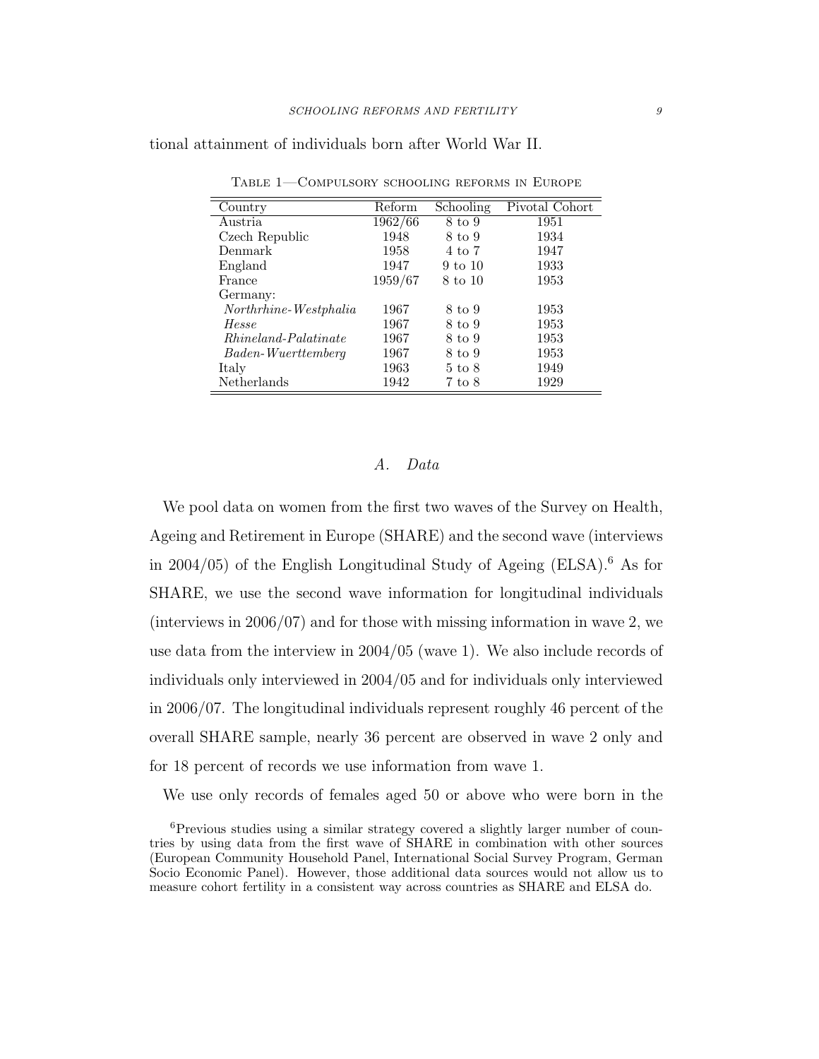tional attainment of individuals born after World War II.

Table 1—Compulsory schooling reforms in Europe

| Country | Reform | Schooling | Pivotal Cohort |
|---|---|---|---|
| Austria | 1962/66 | 8 to 9 | 1951 |
| Czech Republic | 1948 | 8 to 9 | 1934 |
| Denmark | 1958 | 4 to 7 | 1947 |
| England | 1947 | 9 to 10 | 1933 |
| France | 1959/67 | 8 to 10 | 1953 |
| Germany: | | | |
| *Northrhine-Westphalia* | 1967 | 8 to 9 | 1953 |
| *Hesse* | 1967 | 8 to 9 | 1953 |
| *Rhineland-Palatinate* | 1967 | 8 to 9 | 1953 |
| *Baden-Wuerttemberg* | 1967 | 8 to 9 | 1953 |
| Italy | 1963 | 5 to 8 | 1949 |
| Netherlands | 1942 | 7 to 8 | 1929 |

### A. Data

We pool data on women from the first two waves of the Survey on Health, Ageing and Retirement in Europe (SHARE) and the second wave (interviews in 2004/05) of the English Longitudinal Study of Ageing (ELSA).[6] As for SHARE, we use the second wave information for longitudinal individuals (interviews in 2006/07) and for those with missing information in wave 2, we use data from the interview in 2004/05 (wave 1). We also include records of individuals only interviewed in 2004/05 and for individuals only interviewed in 2006/07. The longitudinal individuals represent roughly 46 percent of the overall SHARE sample, nearly 36 percent are observed in wave 2 only and for 18 percent of records we use information from wave 1.

We use only records of females aged 50 or above who were born in the

[6]Previous studies using a similar strategy covered a slightly larger number of countries by using data from the first wave of SHARE in combination with other sources (European Community Household Panel, International Social Survey Program, German Socio Economic Panel). However, those additional data sources would not allow us to measure cohort fertility in a consistent way across countries as SHARE and ELSA do.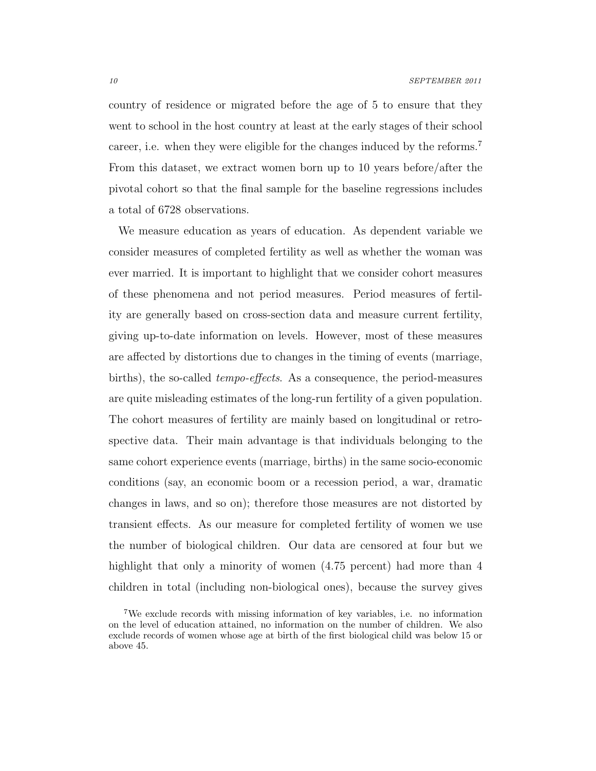country of residence or migrated before the age of 5 to ensure that they went to school in the host country at least at the early stages of their school career, i.e. when they were eligible for the changes induced by the reforms.[7] From this dataset, we extract women born up to 10 years before/after the pivotal cohort so that the final sample for the baseline regressions includes a total of 6728 observations.

We measure education as years of education. As dependent variable we consider measures of completed fertility as well as whether the woman was ever married. It is important to highlight that we consider cohort measures of these phenomena and not period measures. Period measures of fertility are generally based on cross-section data and measure current fertility, giving up-to-date information on levels. However, most of these measures are affected by distortions due to changes in the timing of events (marriage, births), the so-called *tempo-effects*. As a consequence, the period-measures are quite misleading estimates of the long-run fertility of a given population. The cohort measures of fertility are mainly based on longitudinal or retrospective data. Their main advantage is that individuals belonging to the same cohort experience events (marriage, births) in the same socio-economic conditions (say, an economic boom or a recession period, a war, dramatic changes in laws, and so on); therefore those measures are not distorted by transient effects. As our measure for completed fertility of women we use the number of biological children. Our data are censored at four but we highlight that only a minority of women (4.75 percent) had more than 4 children in total (including non-biological ones), because the survey gives

[7]We exclude records with missing information of key variables, i.e. no information on the level of education attained, no information on the number of children. We also exclude records of women whose age at birth of the first biological child was below 15 or above 45.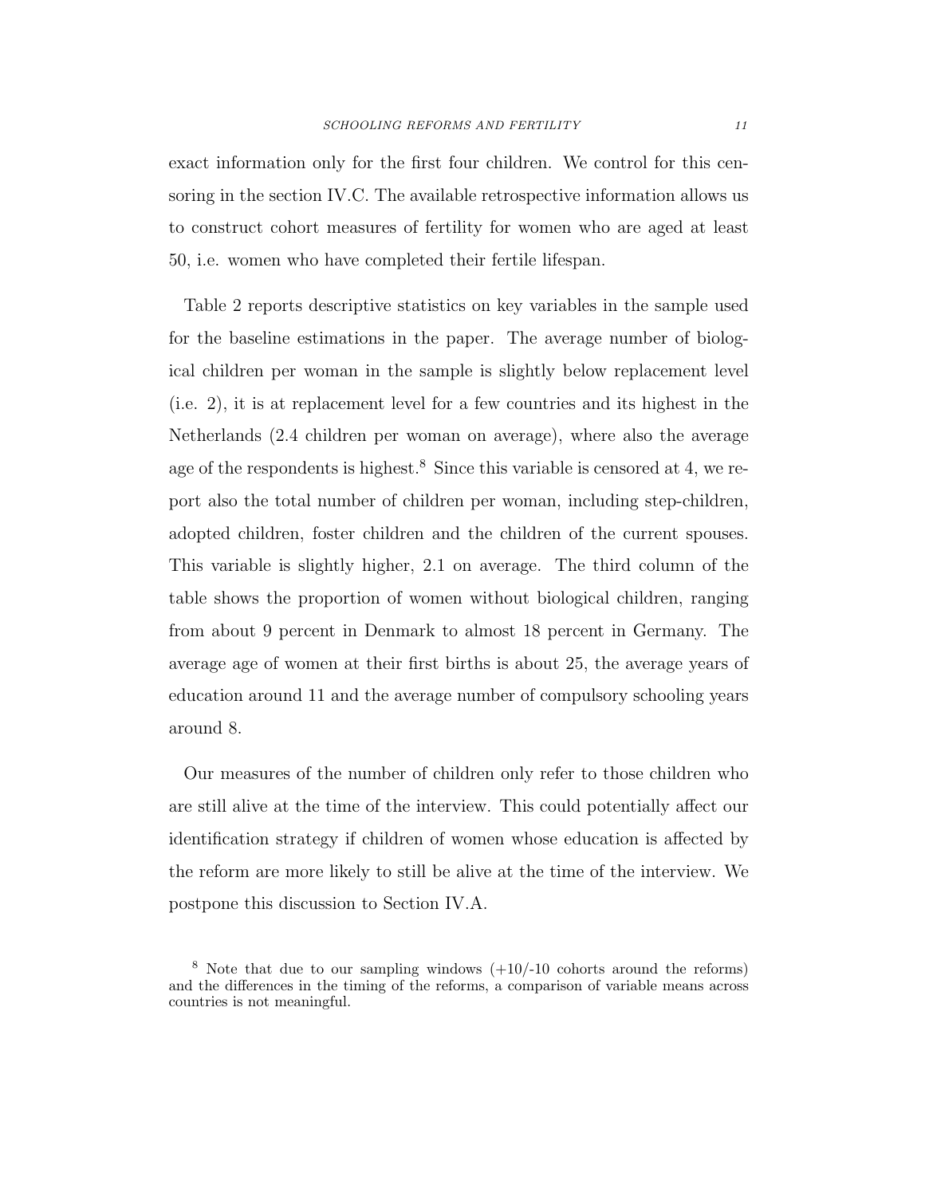exact information only for the first four children. We control for this censoring in the section IV.C. The available retrospective information allows us to construct cohort measures of fertility for women who are aged at least 50, i.e. women who have completed their fertile lifespan.

Table 2 reports descriptive statistics on key variables in the sample used for the baseline estimations in the paper. The average number of biological children per woman in the sample is slightly below replacement level (i.e. 2), it is at replacement level for a few countries and its highest in the Netherlands (2.4 children per woman on average), where also the average age of the respondents is highest.[8] Since this variable is censored at 4, we report also the total number of children per woman, including step-children, adopted children, foster children and the children of the current spouses. This variable is slightly higher, 2.1 on average. The third column of the table shows the proportion of women without biological children, ranging from about 9 percent in Denmark to almost 18 percent in Germany. The average age of women at their first births is about 25, the average years of education around 11 and the average number of compulsory schooling years around 8.

Our measures of the number of children only refer to those children who are still alive at the time of the interview. This could potentially affect our identification strategy if children of women whose education is affected by the reform are more likely to still be alive at the time of the interview. We postpone this discussion to Section IV.A.

[8] Note that due to our sampling windows (+10/-10 cohorts around the reforms) and the differences in the timing of the reforms, a comparison of variable means across countries is not meaningful.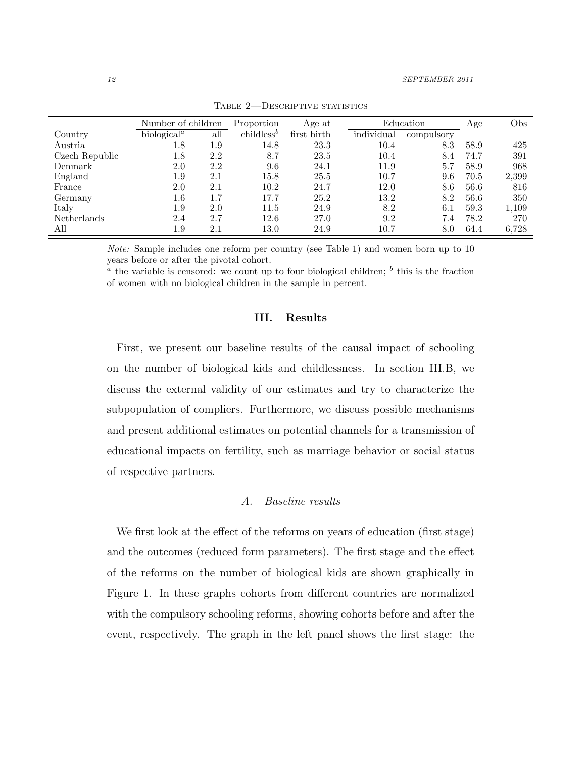Table 2—Descriptive statistics

| | Number of children | | Proportion | Age at | Education | | Age | Obs |
|---|---|---|---|---|---|---|---|---|
| Country | biological[a] | all | childless[b] | first birth | individual | compulsory | | |
| Austria | 1.8 | 1.9 | 14.8 | 23.3 | 10.4 | 8.3 | 58.9 | 425 |
| Czech Republic | 1.8 | 2.2 | 8.7 | 23.5 | 10.4 | 8.4 | 74.7 | 391 |
| Denmark | 2.0 | 2.2 | 9.6 | 24.1 | 11.9 | 5.7 | 58.9 | 968 |
| England | 1.9 | 2.1 | 15.8 | 25.5 | 10.7 | 9.6 | 70.5 | 2,399 |
| France | 2.0 | 2.1 | 10.2 | 24.7 | 12.0 | 8.6 | 56.6 | 816 |
| Germany | 1.6 | 1.7 | 17.7 | 25.2 | 13.2 | 8.2 | 56.6 | 350 |
| Italy | 1.9 | 2.0 | 11.5 | 24.9 | 8.2 | 6.1 | 59.3 | 1,109 |
| Netherlands | 2.4 | 2.7 | 12.6 | 27.0 | 9.2 | 7.4 | 78.2 | 270 |
| All | 1.9 | 2.1 | 13.0 | 24.9 | 10.7 | 8.0 | 64.4 | 6,728 |

*Note:* Sample includes one reform per country (see Table 1) and women born up to 10 years before or after the pivotal cohort.
[a] the variable is censored: we count up to four biological children; [b] this is the fraction of women with no biological children in the sample in percent.

## III. Results

First, we present our baseline results of the causal impact of schooling on the number of biological kids and childlessness. In section III.B, we discuss the external validity of our estimates and try to characterize the subpopulation of compliers. Furthermore, we discuss possible mechanisms and present additional estimates on potential channels for a transmission of educational impacts on fertility, such as marriage behavior or social status of respective partners.

### A. Baseline results

We first look at the effect of the reforms on years of education (first stage) and the outcomes (reduced form parameters). The first stage and the effect of the reforms on the number of biological kids are shown graphically in Figure 1. In these graphs cohorts from different countries are normalized with the compulsory schooling reforms, showing cohorts before and after the event, respectively. The graph in the left panel shows the first stage: the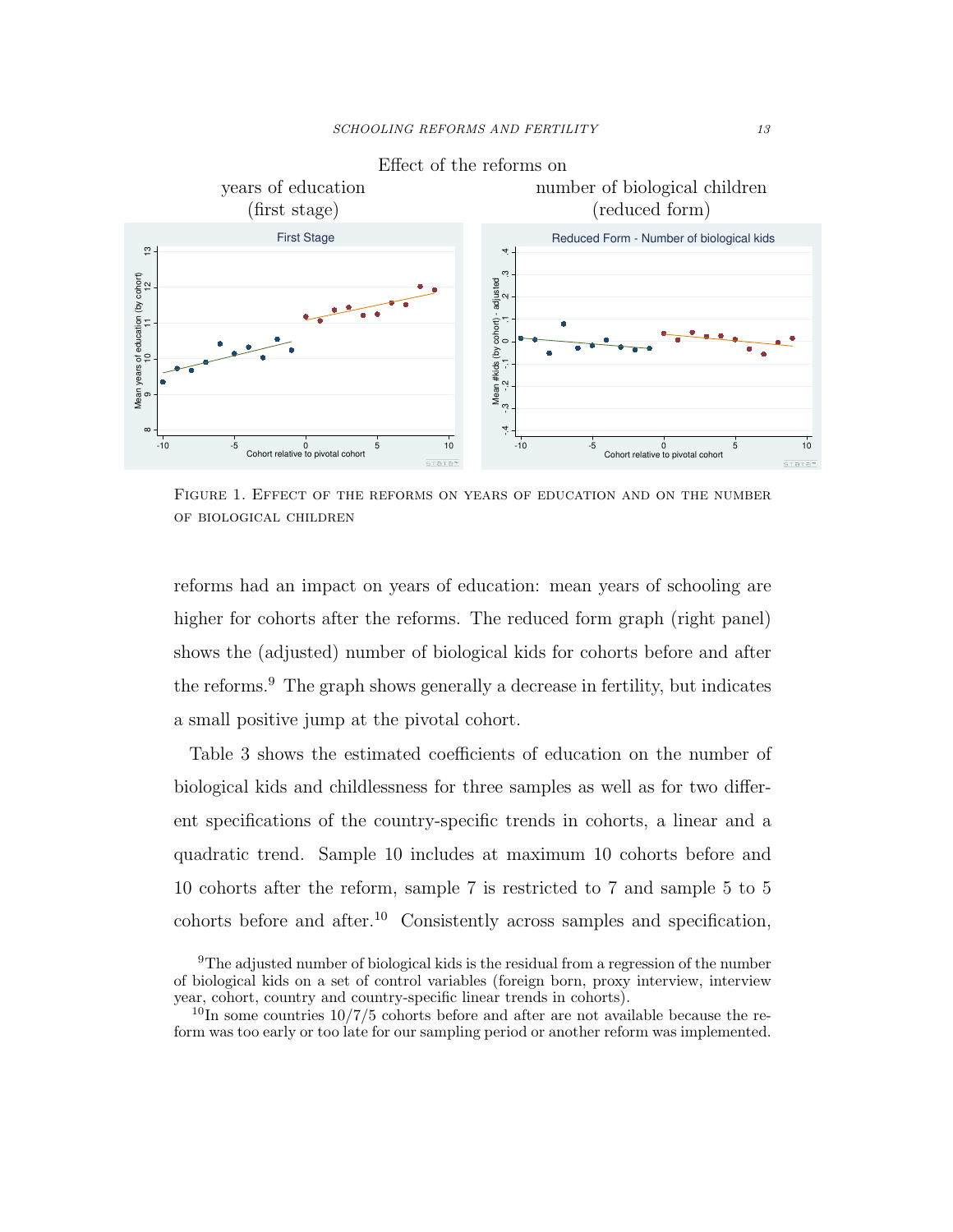Effect of the reforms on

years of education (first stage) | number of biological children (reduced form)

Figure 1. Effect of the reforms on years of education and on the number of biological children

reforms had an impact on years of education: mean years of schooling are higher for cohorts after the reforms. The reduced form graph (right panel) shows the (adjusted) number of biological kids for cohorts before and after the reforms.[9] The graph shows generally a decrease in fertility, but indicates a small positive jump at the pivotal cohort.

Table 3 shows the estimated coefficients of education on the number of biological kids and childlessness for three samples as well as for two different specifications of the country-specific trends in cohorts, a linear and a quadratic trend. Sample 10 includes at maximum 10 cohorts before and 10 cohorts after the reform, sample 7 is restricted to 7 and sample 5 to 5 cohorts before and after.[10] Consistently across samples and specification,

[9] The adjusted number of biological kids is the residual from a regression of the number of biological kids on a set of control variables (foreign born, proxy interview, interview year, cohort, country and country-specific linear trends in cohorts).

[10] In some countries 10/7/5 cohorts before and after are not available because the reform was too early or too late for our sampling period or another reform was implemented.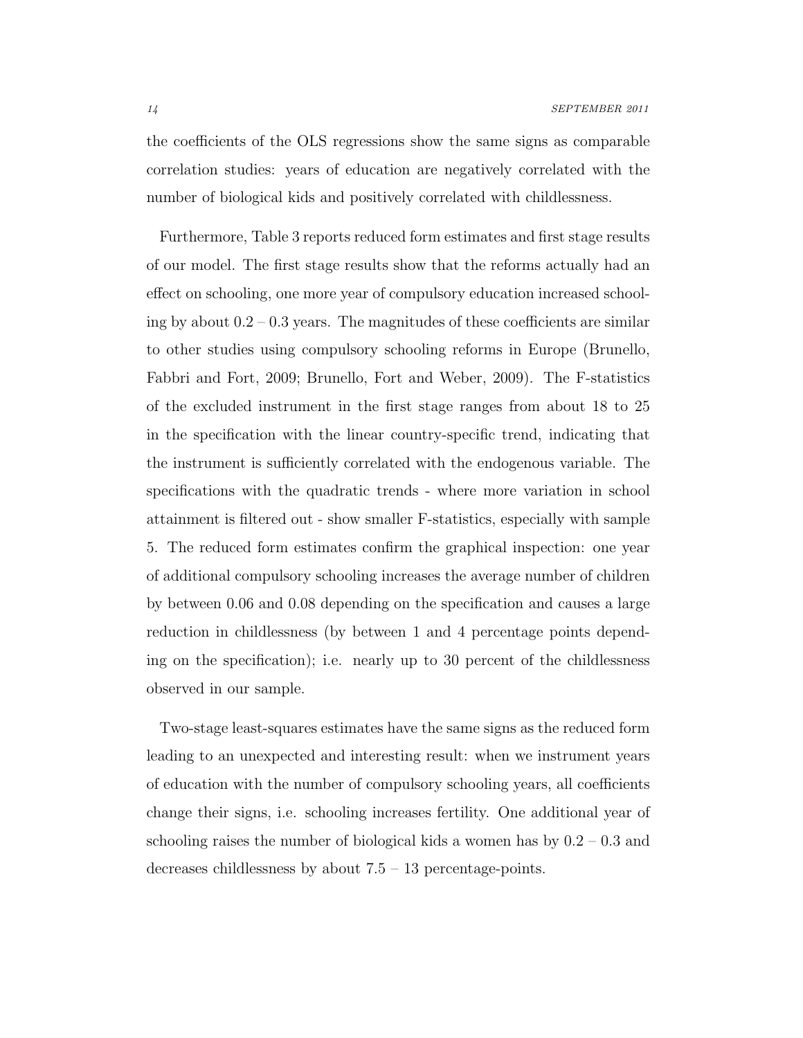the coefficients of the OLS regressions show the same signs as comparable correlation studies: years of education are negatively correlated with the number of biological kids and positively correlated with childlessness.

Furthermore, Table 3 reports reduced form estimates and first stage results of our model. The first stage results show that the reforms actually had an effect on schooling, one more year of compulsory education increased schooling by about 0.2 – 0.3 years. The magnitudes of these coefficients are similar to other studies using compulsory schooling reforms in Europe (Brunello, Fabbri and Fort, 2009; Brunello, Fort and Weber, 2009). The F-statistics of the excluded instrument in the first stage ranges from about 18 to 25 in the specification with the linear country-specific trend, indicating that the instrument is sufficiently correlated with the endogenous variable. The specifications with the quadratic trends - where more variation in school attainment is filtered out - show smaller F-statistics, especially with sample 5. The reduced form estimates confirm the graphical inspection: one year of additional compulsory schooling increases the average number of children by between 0.06 and 0.08 depending on the specification and causes a large reduction in childlessness (by between 1 and 4 percentage points depending on the specification); i.e. nearly up to 30 percent of the childlessness observed in our sample.

Two-stage least-squares estimates have the same signs as the reduced form leading to an unexpected and interesting result: when we instrument years of education with the number of compulsory schooling years, all coefficients change their signs, i.e. schooling increases fertility. One additional year of schooling raises the number of biological kids a women has by 0.2 – 0.3 and decreases childlessness by about 7.5 – 13 percentage-points.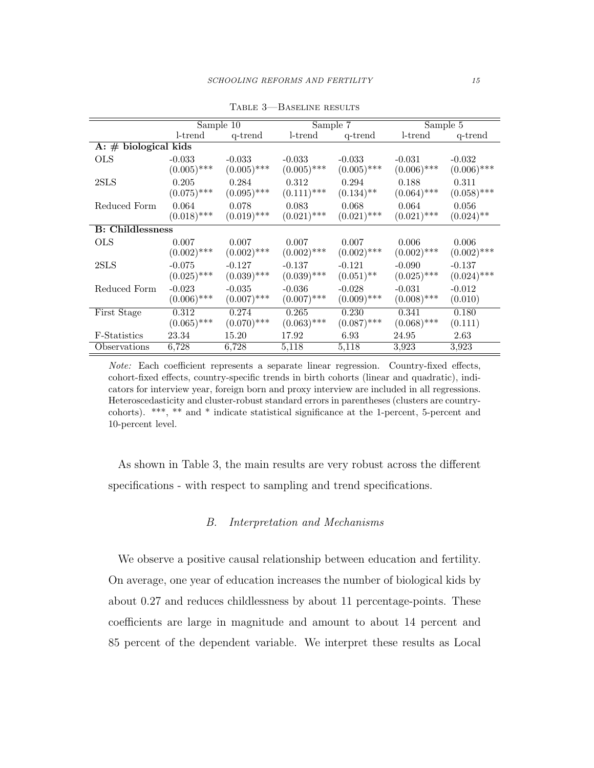Table 3—Baseline results

| | Sample 10 | | Sample 7 | | Sample 5 | |
|---|---|---|---|---|---|---|
| | l-trend | q-trend | l-trend | q-trend | l-trend | q-trend |
| **A: # biological kids** | | | | | | |
| OLS | -0.033 | -0.033 | -0.033 | -0.033 | -0.031 | -0.032 |
| | (0.005)*** | (0.005)*** | (0.005)*** | (0.005)*** | (0.006)*** | (0.006)*** |
| 2SLS | 0.205 | 0.284 | 0.312 | 0.294 | 0.188 | 0.311 |
| | (0.075)*** | (0.095)*** | (0.111)*** | (0.134)** | (0.064)*** | (0.058)*** |
| Reduced Form | 0.064 | 0.078 | 0.083 | 0.068 | 0.064 | 0.056 |
| | (0.018)*** | (0.019)*** | (0.021)*** | (0.021)*** | (0.021)*** | (0.024)** |
| **B: Childlessness** | | | | | | |
| OLS | 0.007 | 0.007 | 0.007 | 0.007 | 0.006 | 0.006 |
| | (0.002)*** | (0.002)*** | (0.002)*** | (0.002)*** | (0.002)*** | (0.002)*** |
| 2SLS | -0.075 | -0.127 | -0.137 | -0.121 | -0.090 | -0.137 |
| | (0.025)*** | (0.039)*** | (0.039)*** | (0.051)** | (0.025)*** | (0.024)*** |
| Reduced Form | -0.023 | -0.035 | -0.036 | -0.028 | -0.031 | -0.012 |
| | (0.006)*** | (0.007)*** | (0.007)*** | (0.009)*** | (0.008)*** | (0.010) |
| First Stage | 0.312 | 0.274 | 0.265 | 0.230 | 0.341 | 0.180 |
| | (0.065)*** | (0.070)*** | (0.063)*** | (0.087)*** | (0.068)*** | (0.111) |
| F-Statistics | 23.34 | 15.20 | 17.92 | 6.93 | 24.95 | 2.63 |
| Observations | 6,728 | 6,728 | 5,118 | 5,118 | 3,923 | 3,923 |

*Note:* Each coefficient represents a separate linear regression. Country-fixed effects, cohort-fixed effects, country-specific trends in birth cohorts (linear and quadratic), indicators for interview year, foreign born and proxy interview are included in all regressions. Heteroscedasticity and cluster-robust standard errors in parentheses (clusters are country-cohorts). ***, ** and * indicate statistical significance at the 1-percent, 5-percent and 10-percent level.

As shown in Table 3, the main results are very robust across the different specifications - with respect to sampling and trend specifications.

### B. *Interpretation and Mechanisms*

We observe a positive causal relationship between education and fertility. On average, one year of education increases the number of biological kids by about 0.27 and reduces childlessness by about 11 percentage-points. These coefficients are large in magnitude and amount to about 14 percent and 85 percent of the dependent variable. We interpret these results as Local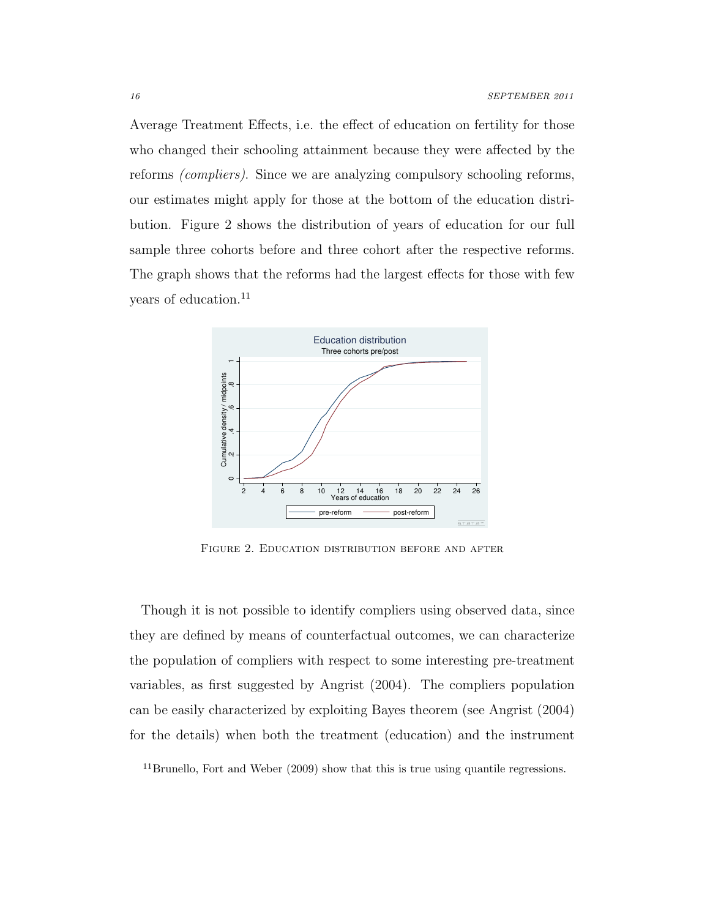Average Treatment Effects, i.e. the effect of education on fertility for those who changed their schooling attainment because they were affected by the reforms *(compliers)*. Since we are analyzing compulsory schooling reforms, our estimates might apply for those at the bottom of the education distribution. Figure 2 shows the distribution of years of education for our full sample three cohorts before and three cohort after the respective reforms. The graph shows that the reforms had the largest effects for those with few years of education.[11]

FIGURE 2. EDUCATION DISTRIBUTION BEFORE AND AFTER

Though it is not possible to identify compliers using observed data, since they are defined by means of counterfactual outcomes, we can characterize the population of compliers with respect to some interesting pre-treatment variables, as first suggested by Angrist (2004). The compliers population can be easily characterized by exploiting Bayes theorem (see Angrist (2004) for the details) when both the treatment (education) and the instrument

[11] Brunello, Fort and Weber (2009) show that this is true using quantile regressions.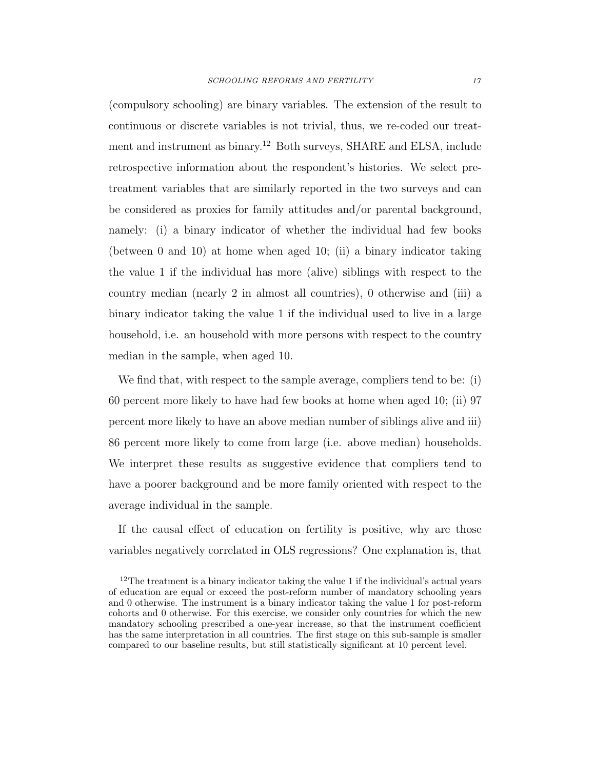(compulsory schooling) are binary variables. The extension of the result to continuous or discrete variables is not trivial, thus, we re-coded our treatment and instrument as binary.[12] Both surveys, SHARE and ELSA, include retrospective information about the respondent's histories. We select pre-treatment variables that are similarly reported in the two surveys and can be considered as proxies for family attitudes and/or parental background, namely: (i) a binary indicator of whether the individual had few books (between 0 and 10) at home when aged 10; (ii) a binary indicator taking the value 1 if the individual has more (alive) siblings with respect to the country median (nearly 2 in almost all countries), 0 otherwise and (iii) a binary indicator taking the value 1 if the individual used to live in a large household, i.e. an household with more persons with respect to the country median in the sample, when aged 10.

We find that, with respect to the sample average, compliers tend to be: (i) 60 percent more likely to have had few books at home when aged 10; (ii) 97 percent more likely to have an above median number of siblings alive and iii) 86 percent more likely to come from large (i.e. above median) households. We interpret these results as suggestive evidence that compliers tend to have a poorer background and be more family oriented with respect to the average individual in the sample.

If the causal effect of education on fertility is positive, why are those variables negatively correlated in OLS regressions? One explanation is, that

[12] The treatment is a binary indicator taking the value 1 if the individual's actual years of education are equal or exceed the post-reform number of mandatory schooling years and 0 otherwise. The instrument is a binary indicator taking the value 1 for post-reform cohorts and 0 otherwise. For this exercise, we consider only countries for which the new mandatory schooling prescribed a one-year increase, so that the instrument coefficient has the same interpretation in all countries. The first stage on this sub-sample is smaller compared to our baseline results, but still statistically significant at 10 percent level.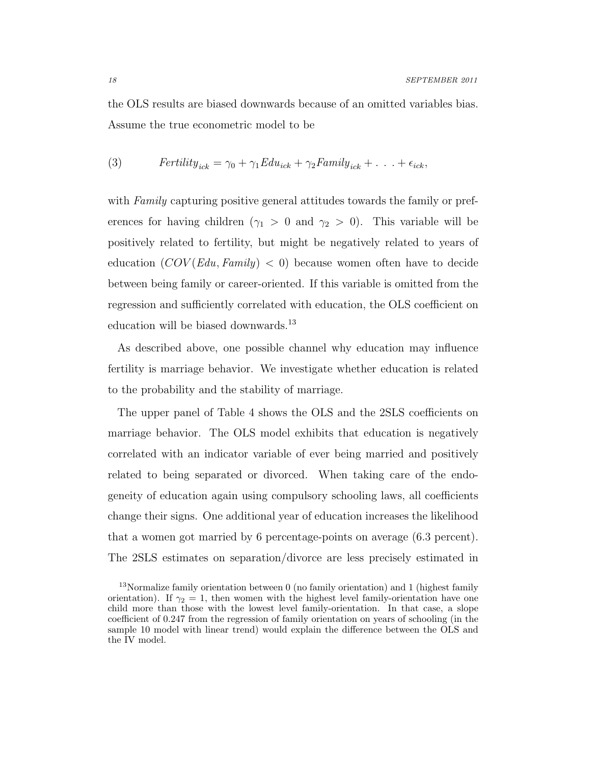the OLS results are biased downwards because of an omitted variables bias. Assume the true econometric model to be

$$Fertility_{ick} = \gamma_0 + \gamma_1 Edu_{ick} + \gamma_2 Family_{ick} + \ldots + \epsilon_{ick}, \tag{3}$$

with *Family* capturing positive general attitudes towards the family or preferences for having children ($\gamma_1 > 0$ and $\gamma_2 > 0$). This variable will be positively related to fertility, but might be negatively related to years of education ($COV(Edu, Family) < 0$) because women often have to decide between being family or career-oriented. If this variable is omitted from the regression and sufficiently correlated with education, the OLS coefficient on education will be biased downwards.[13]

As described above, one possible channel why education may influence fertility is marriage behavior. We investigate whether education is related to the probability and the stability of marriage.

The upper panel of Table 4 shows the OLS and the 2SLS coefficients on marriage behavior. The OLS model exhibits that education is negatively correlated with an indicator variable of ever being married and positively related to being separated or divorced. When taking care of the endogeneity of education again using compulsory schooling laws, all coefficients change their signs. One additional year of education increases the likelihood that a women got married by 6 percentage-points on average (6.3 percent). The 2SLS estimates on separation/divorce are less precisely estimated in

[13]Normalize family orientation between 0 (no family orientation) and 1 (highest family orientation). If $\gamma_2 = 1$, then women with the highest level family-orientation have one child more than those with the lowest level family-orientation. In that case, a slope coefficient of 0.247 from the regression of family orientation on years of schooling (in the sample 10 model with linear trend) would explain the difference between the OLS and the IV model.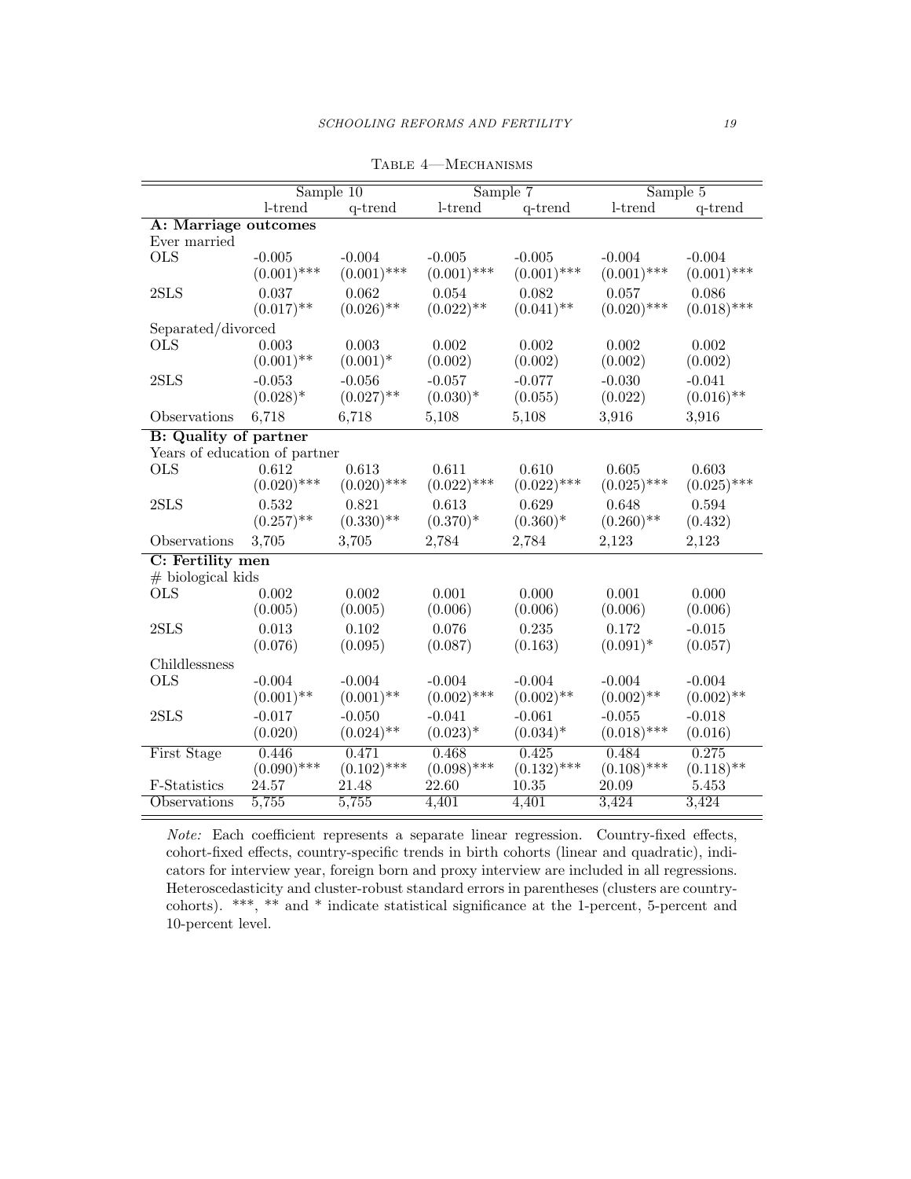Table 4—Mechanisms

| | Sample 10 | | Sample 7 | | Sample 5 | |
|---|---|---|---|---|---|---|
| | l-trend | q-trend | l-trend | q-trend | l-trend | q-trend |
| **A: Marriage outcomes** | | | | | | |
| Ever married | | | | | | |
| OLS | -0.005 | -0.004 | -0.005 | -0.005 | -0.004 | -0.004 |
| | (0.001)*** | (0.001)*** | (0.001)*** | (0.001)*** | (0.001)*** | (0.001)*** |
| 2SLS | 0.037 | 0.062 | 0.054 | 0.082 | 0.057 | 0.086 |
| | (0.017)** | (0.026)** | (0.022)** | (0.041)** | (0.020)*** | (0.018)*** |
| Separated/divorced | | | | | | |
| OLS | 0.003 | 0.003 | 0.002 | 0.002 | 0.002 | 0.002 |
| | (0.001)** | (0.001)* | (0.002) | (0.002) | (0.002) | (0.002) |
| 2SLS | -0.053 | -0.056 | -0.057 | -0.077 | -0.030 | -0.041 |
| | (0.028)* | (0.027)** | (0.030)* | (0.055) | (0.022) | (0.016)** |
| Observations | 6,718 | 6,718 | 5,108 | 5,108 | 3,916 | 3,916 |
| **B: Quality of partner** | | | | | | |
| Years of education of partner | | | | | | |
| OLS | 0.612 | 0.613 | 0.611 | 0.610 | 0.605 | 0.603 |
| | (0.020)*** | (0.020)*** | (0.022)*** | (0.022)*** | (0.025)*** | (0.025)*** |
| 2SLS | 0.532 | 0.821 | 0.613 | 0.629 | 0.648 | 0.594 |
| | (0.257)** | (0.330)** | (0.370)* | (0.360)* | (0.260)** | (0.432) |
| Observations | 3,705 | 3,705 | 2,784 | 2,784 | 2,123 | 2,123 |
| **C: Fertility men** | | | | | | |
| # biological kids | | | | | | |
| OLS | 0.002 | 0.002 | 0.001 | 0.000 | 0.001 | 0.000 |
| | (0.005) | (0.005) | (0.006) | (0.006) | (0.006) | (0.006) |
| 2SLS | 0.013 | 0.102 | 0.076 | 0.235 | 0.172 | -0.015 |
| | (0.076) | (0.095) | (0.087) | (0.163) | (0.091)* | (0.057) |
| Childlessness | | | | | | |
| OLS | -0.004 | -0.004 | -0.004 | -0.004 | -0.004 | -0.004 |
| | (0.001)** | (0.001)** | (0.002)*** | (0.002)** | (0.002)** | (0.002)** |
| 2SLS | -0.017 | -0.050 | -0.041 | -0.061 | -0.055 | -0.018 |
| | (0.020) | (0.024)** | (0.023)* | (0.034)* | (0.018)*** | (0.016) |
| First Stage | 0.446 | 0.471 | 0.468 | 0.425 | 0.484 | 0.275 |
| | (0.090)*** | (0.102)*** | (0.098)*** | (0.132)*** | (0.108)*** | (0.118)** |
| F-Statistics | 24.57 | 21.48 | 22.60 | 10.35 | 20.09 | 5.453 |
| Observations | 5,755 | 5,755 | 4,401 | 4,401 | 3,424 | 3,424 |

*Note:* Each coefficient represents a separate linear regression. Country-fixed effects, cohort-fixed effects, country-specific trends in birth cohorts (linear and quadratic), indicators for interview year, foreign born and proxy interview are included in all regressions. Heteroscedasticity and cluster-robust standard errors in parentheses (clusters are country-cohorts). ***, ** and * indicate statistical significance at the 1-percent, 5-percent and 10-percent level.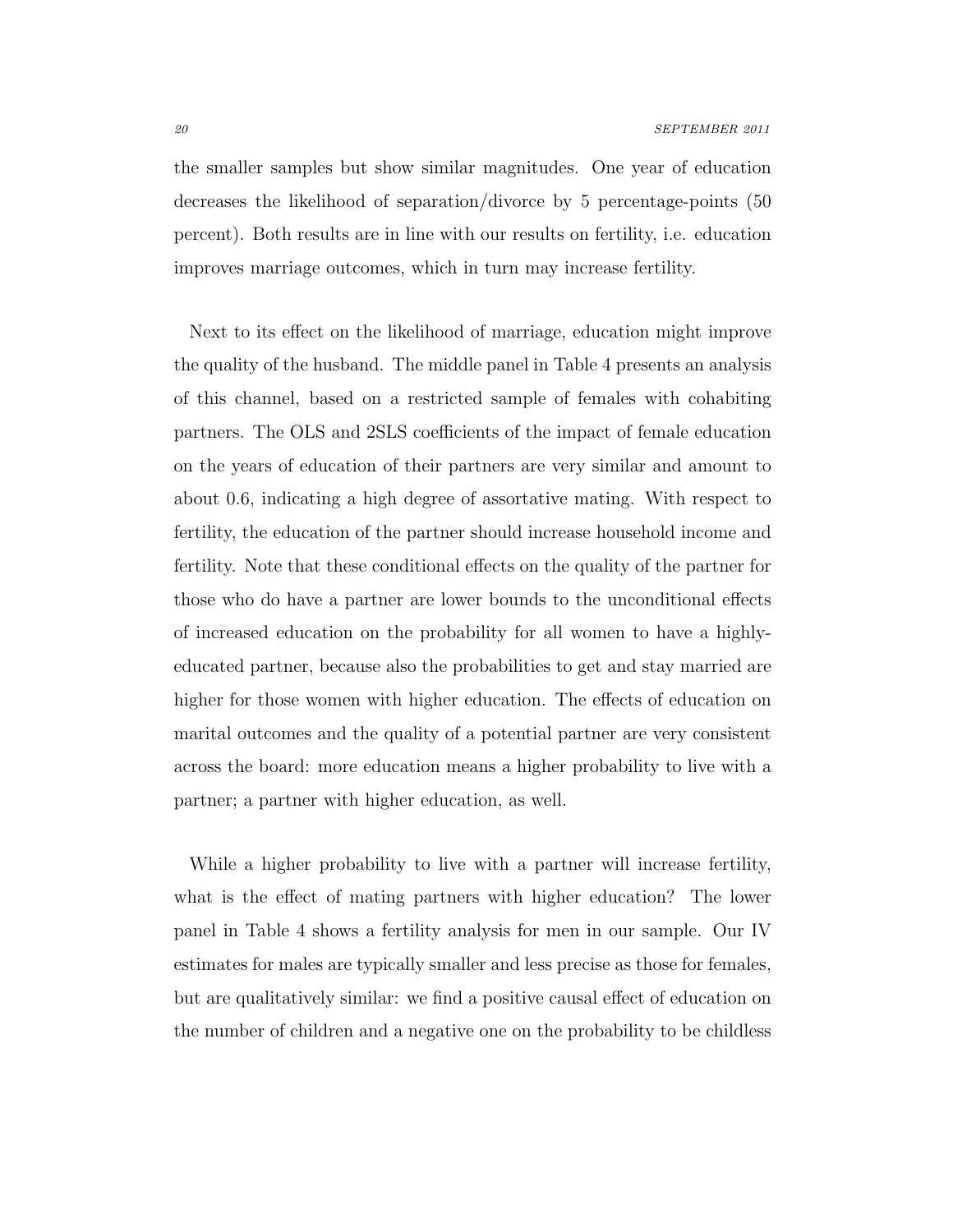the smaller samples but show similar magnitudes. One year of education decreases the likelihood of separation/divorce by 5 percentage-points (50 percent). Both results are in line with our results on fertility, i.e. education improves marriage outcomes, which in turn may increase fertility.

Next to its effect on the likelihood of marriage, education might improve the quality of the husband. The middle panel in Table 4 presents an analysis of this channel, based on a restricted sample of females with cohabiting partners. The OLS and 2SLS coefficients of the impact of female education on the years of education of their partners are very similar and amount to about 0.6, indicating a high degree of assortative mating. With respect to fertility, the education of the partner should increase household income and fertility. Note that these conditional effects on the quality of the partner for those who do have a partner are lower bounds to the unconditional effects of increased education on the probability for all women to have a highly-educated partner, because also the probabilities to get and stay married are higher for those women with higher education. The effects of education on marital outcomes and the quality of a potential partner are very consistent across the board: more education means a higher probability to live with a partner; a partner with higher education, as well.

While a higher probability to live with a partner will increase fertility, what is the effect of mating partners with higher education? The lower panel in Table 4 shows a fertility analysis for men in our sample. Our IV estimates for males are typically smaller and less precise as those for females, but are qualitatively similar: we find a positive causal effect of education on the number of children and a negative one on the probability to be childless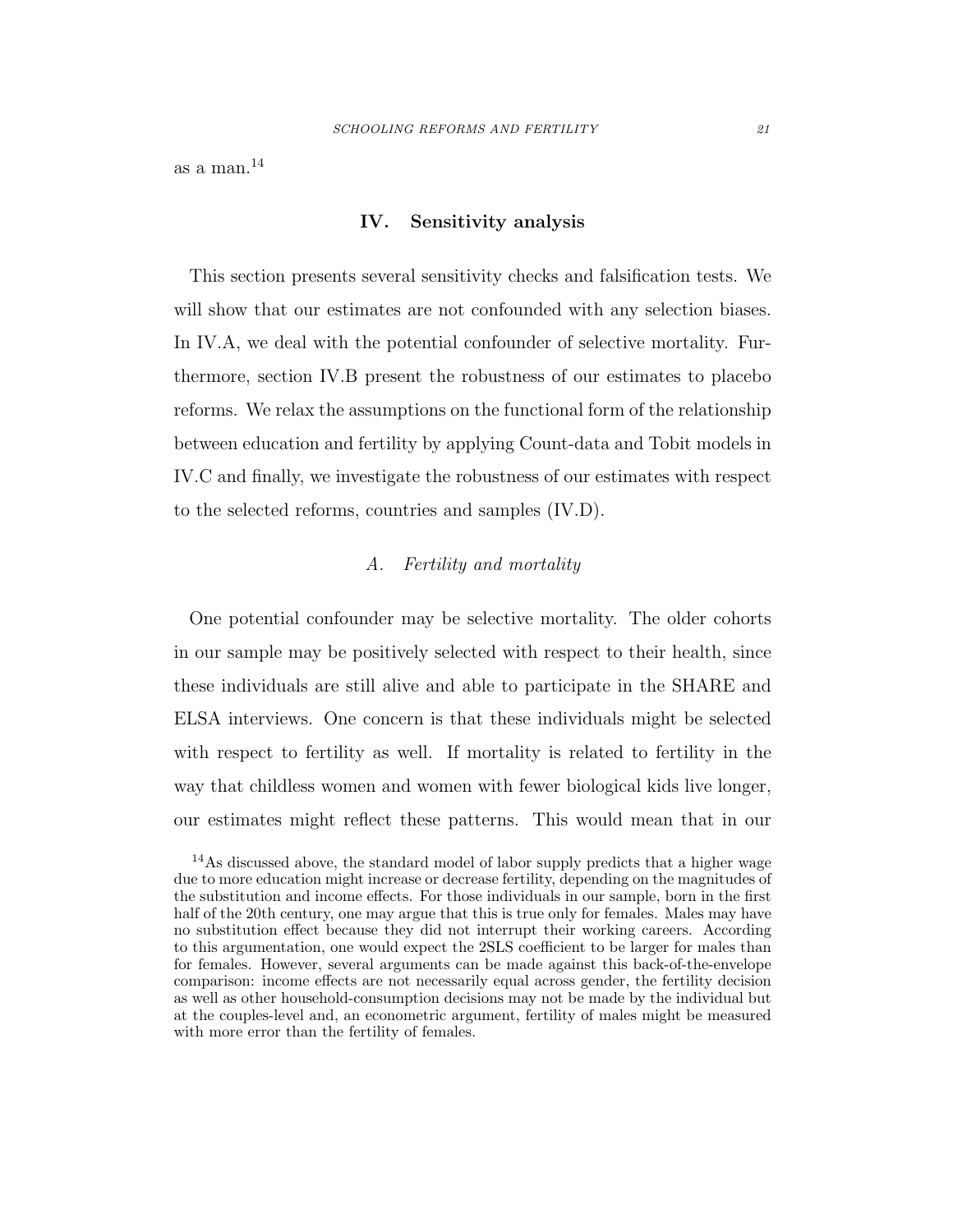as a man.[14]

## IV. Sensitivity analysis

This section presents several sensitivity checks and falsification tests. We will show that our estimates are not confounded with any selection biases. In IV.A, we deal with the potential confounder of selective mortality. Furthermore, section IV.B present the robustness of our estimates to placebo reforms. We relax the assumptions on the functional form of the relationship between education and fertility by applying Count-data and Tobit models in IV.C and finally, we investigate the robustness of our estimates with respect to the selected reforms, countries and samples (IV.D).

### *A. Fertility and mortality*

One potential confounder may be selective mortality. The older cohorts in our sample may be positively selected with respect to their health, since these individuals are still alive and able to participate in the SHARE and ELSA interviews. One concern is that these individuals might be selected with respect to fertility as well. If mortality is related to fertility in the way that childless women and women with fewer biological kids live longer, our estimates might reflect these patterns. This would mean that in our

[14] As discussed above, the standard model of labor supply predicts that a higher wage due to more education might increase or decrease fertility, depending on the magnitudes of the substitution and income effects. For those individuals in our sample, born in the first half of the 20th century, one may argue that this is true only for females. Males may have no substitution effect because they did not interrupt their working careers. According to this argumentation, one would expect the 2SLS coefficient to be larger for males than for females. However, several arguments can be made against this back-of-the-envelope comparison: income effects are not necessarily equal across gender, the fertility decision as well as other household-consumption decisions may not be made by the individual but at the couples-level and, an econometric argument, fertility of males might be measured with more error than the fertility of females.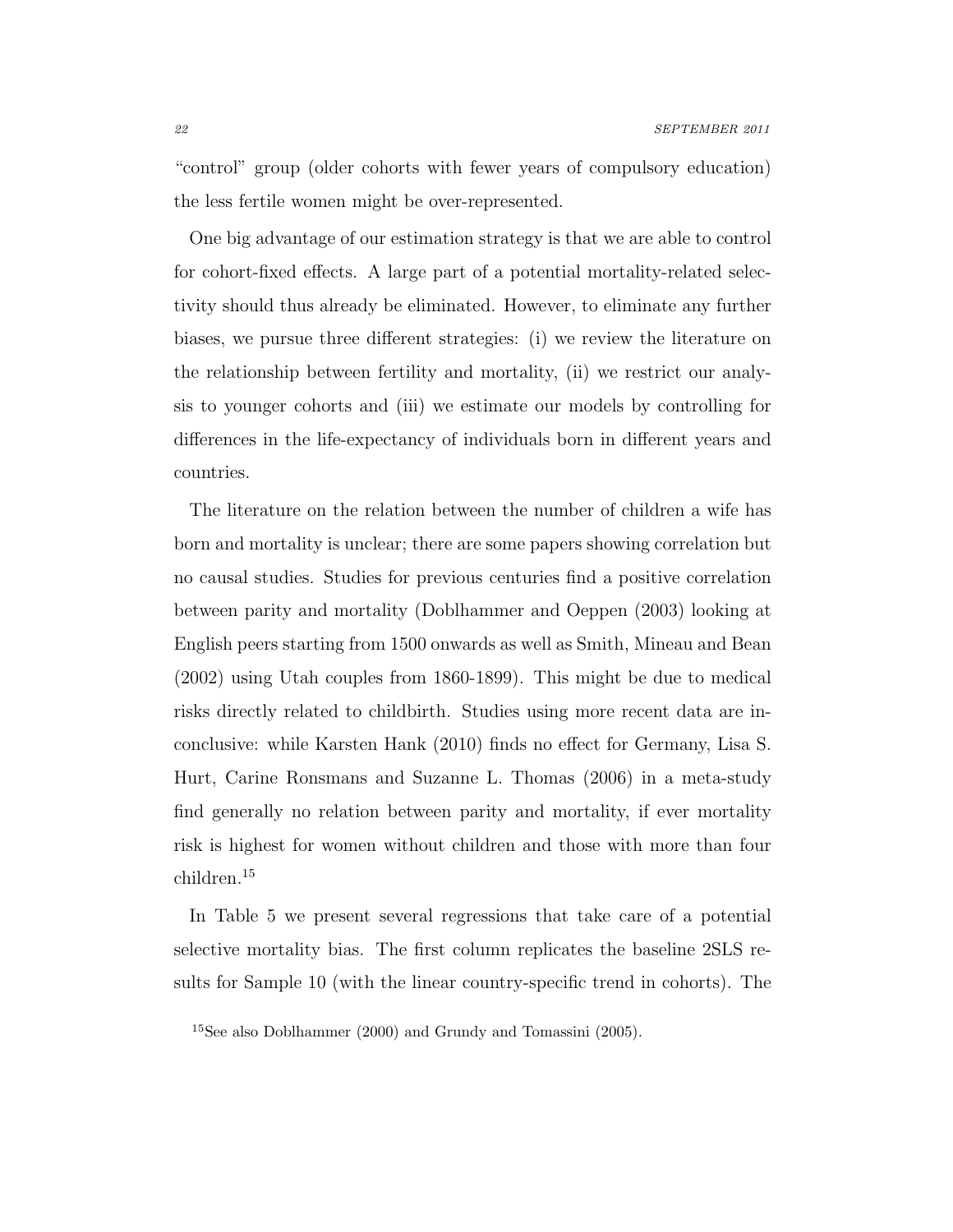"control" group (older cohorts with fewer years of compulsory education) the less fertile women might be over-represented.

One big advantage of our estimation strategy is that we are able to control for cohort-fixed effects. A large part of a potential mortality-related selectivity should thus already be eliminated. However, to eliminate any further biases, we pursue three different strategies: (i) we review the literature on the relationship between fertility and mortality, (ii) we restrict our analysis to younger cohorts and (iii) we estimate our models by controlling for differences in the life-expectancy of individuals born in different years and countries.

The literature on the relation between the number of children a wife has born and mortality is unclear; there are some papers showing correlation but no causal studies. Studies for previous centuries find a positive correlation between parity and mortality (Doblhammer and Oeppen (2003) looking at English peers starting from 1500 onwards as well as Smith, Mineau and Bean (2002) using Utah couples from 1860-1899). This might be due to medical risks directly related to childbirth. Studies using more recent data are inconclusive: while Karsten Hank (2010) finds no effect for Germany, Lisa S. Hurt, Carine Ronsmans and Suzanne L. Thomas (2006) in a meta-study find generally no relation between parity and mortality, if ever mortality risk is highest for women without children and those with more than four children.[15]

In Table 5 we present several regressions that take care of a potential selective mortality bias. The first column replicates the baseline 2SLS results for Sample 10 (with the linear country-specific trend in cohorts). The

[15]See also Doblhammer (2000) and Grundy and Tomassini (2005).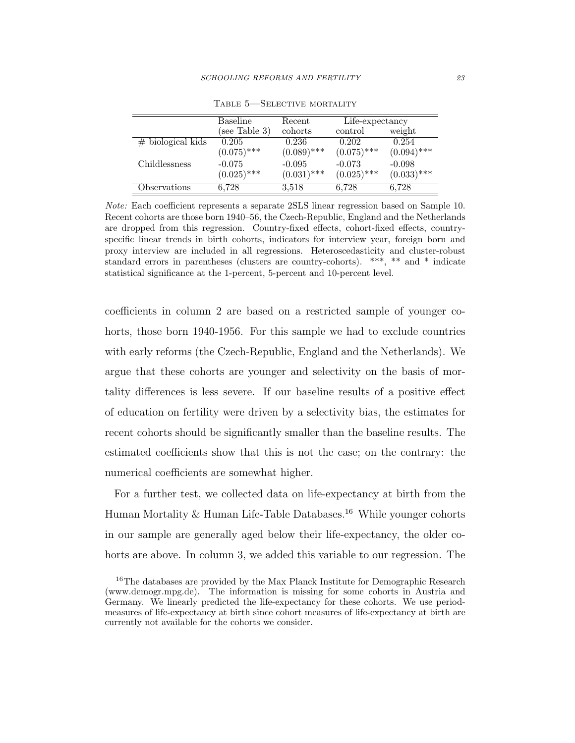Table 5—Selective mortality

| | Baseline (see Table 3) | Recent cohorts | Life-expectancy control | Life-expectancy weight |
|---|---|---|---|---|
| # biological kids | 0.205 | 0.236 | 0.202 | 0.254 |
| | (0.075)*** | (0.089)*** | (0.075)*** | (0.094)*** |
| Childlessness | -0.075 | -0.095 | -0.073 | -0.098 |
| | (0.025)*** | (0.031)*** | (0.025)*** | (0.033)*** |
| Observations | 6,728 | 3,518 | 6,728 | 6,728 |

*Note:* Each coefficient represents a separate 2SLS linear regression based on Sample 10. Recent cohorts are those born 1940–56, the Czech-Republic, England and the Netherlands are dropped from this regression. Country-fixed effects, cohort-fixed effects, country-specific linear trends in birth cohorts, indicators for interview year, foreign born and proxy interview are included in all regressions. Heteroscedasticity and cluster-robust standard errors in parentheses (clusters are country-cohorts). ***, ** and * indicate statistical significance at the 1-percent, 5-percent and 10-percent level.

coefficients in column 2 are based on a restricted sample of younger cohorts, those born 1940-1956. For this sample we had to exclude countries with early reforms (the Czech-Republic, England and the Netherlands). We argue that these cohorts are younger and selectivity on the basis of mortality differences is less severe. If our baseline results of a positive effect of education on fertility were driven by a selectivity bias, the estimates for recent cohorts should be significantly smaller than the baseline results. The estimated coefficients show that this is not the case; on the contrary: the numerical coefficients are somewhat higher.

For a further test, we collected data on life-expectancy at birth from the Human Mortality & Human Life-Table Databases.[16] While younger cohorts in our sample are generally aged below their life-expectancy, the older cohorts are above. In column 3, we added this variable to our regression. The

[16] The databases are provided by the Max Planck Institute for Demographic Research (www.demogr.mpg.de). The information is missing for some cohorts in Austria and Germany. We linearly predicted the life-expectancy for these cohorts. We use period-measures of life-expectancy at birth since cohort measures of life-expectancy at birth are currently not available for the cohorts we consider.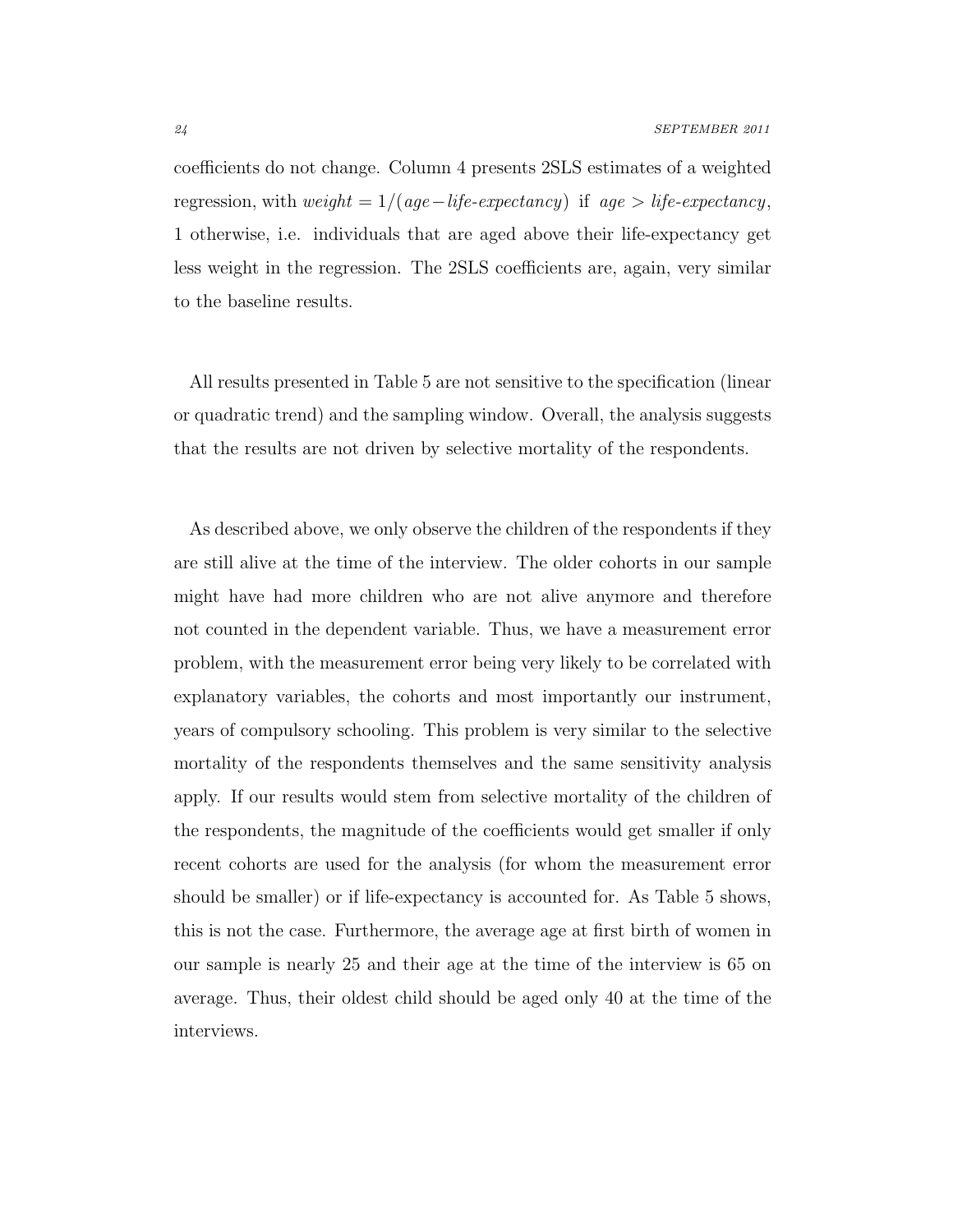coefficients do not change. Column 4 presents 2SLS estimates of a weighted regression, with $weight = 1/(age - life\text{-}expectancy)$ if $age > life\text{-}expectancy$, 1 otherwise, i.e. individuals that are aged above their life-expectancy get less weight in the regression. The 2SLS coefficients are, again, very similar to the baseline results.

All results presented in Table 5 are not sensitive to the specification (linear or quadratic trend) and the sampling window. Overall, the analysis suggests that the results are not driven by selective mortality of the respondents.

As described above, we only observe the children of the respondents if they are still alive at the time of the interview. The older cohorts in our sample might have had more children who are not alive anymore and therefore not counted in the dependent variable. Thus, we have a measurement error problem, with the measurement error being very likely to be correlated with explanatory variables, the cohorts and most importantly our instrument, years of compulsory schooling. This problem is very similar to the selective mortality of the respondents themselves and the same sensitivity analysis apply. If our results would stem from selective mortality of the children of the respondents, the magnitude of the coefficients would get smaller if only recent cohorts are used for the analysis (for whom the measurement error should be smaller) or if life-expectancy is accounted for. As Table 5 shows, this is not the case. Furthermore, the average age at first birth of women in our sample is nearly 25 and their age at the time of the interview is 65 on average. Thus, their oldest child should be aged only 40 at the time of the interviews.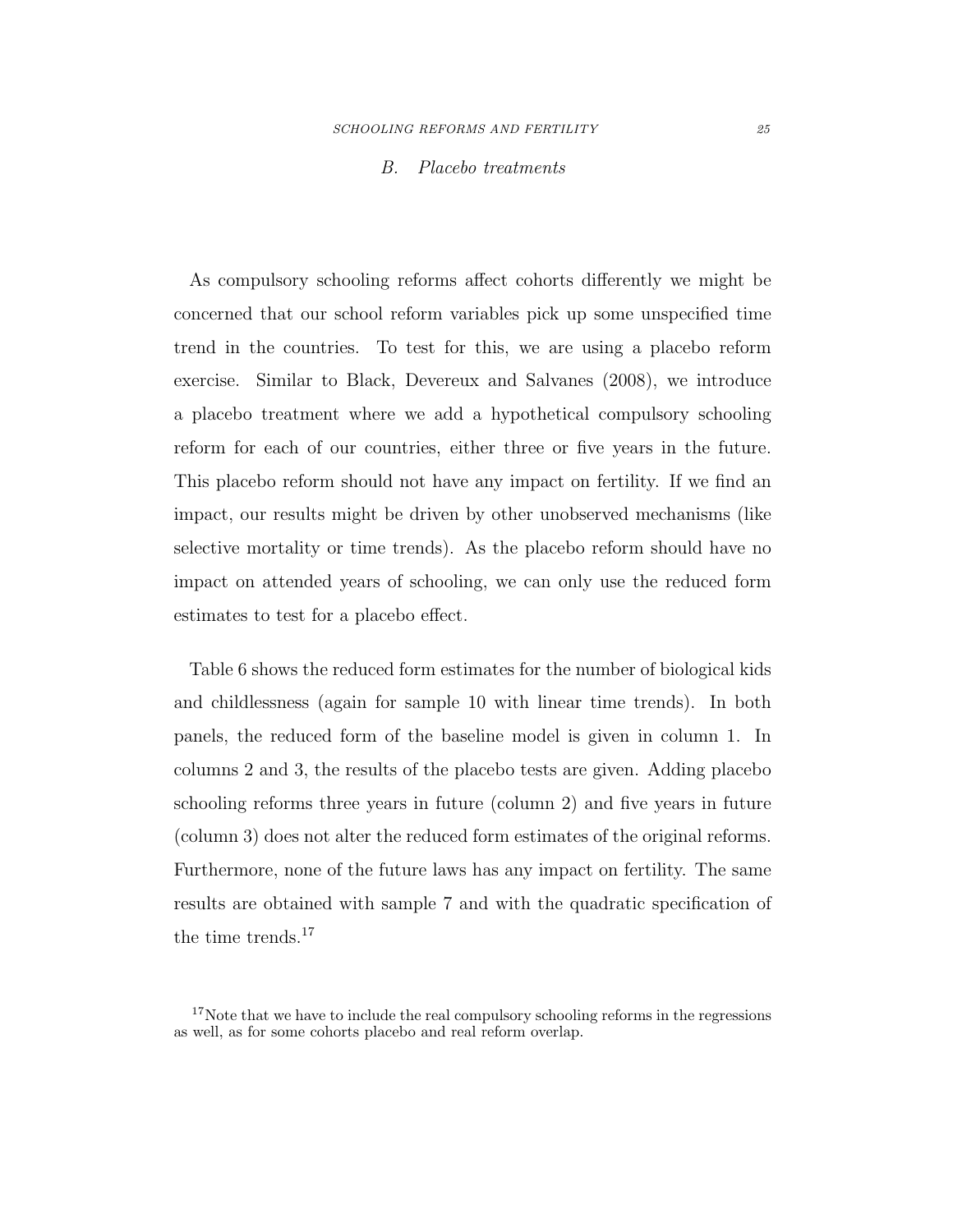### B. *Placebo treatments*

As compulsory schooling reforms affect cohorts differently we might be concerned that our school reform variables pick up some unspecified time trend in the countries. To test for this, we are using a placebo reform exercise. Similar to Black, Devereux and Salvanes (2008), we introduce a placebo treatment where we add a hypothetical compulsory schooling reform for each of our countries, either three or five years in the future. This placebo reform should not have any impact on fertility. If we find an impact, our results might be driven by other unobserved mechanisms (like selective mortality or time trends). As the placebo reform should have no impact on attended years of schooling, we can only use the reduced form estimates to test for a placebo effect.

Table 6 shows the reduced form estimates for the number of biological kids and childlessness (again for sample 10 with linear time trends). In both panels, the reduced form of the baseline model is given in column 1. In columns 2 and 3, the results of the placebo tests are given. Adding placebo schooling reforms three years in future (column 2) and five years in future (column 3) does not alter the reduced form estimates of the original reforms. Furthermore, none of the future laws has any impact on fertility. The same results are obtained with sample 7 and with the quadratic specification of the time trends.[17]

[17] Note that we have to include the real compulsory schooling reforms in the regressions as well, as for some cohorts placebo and real reform overlap.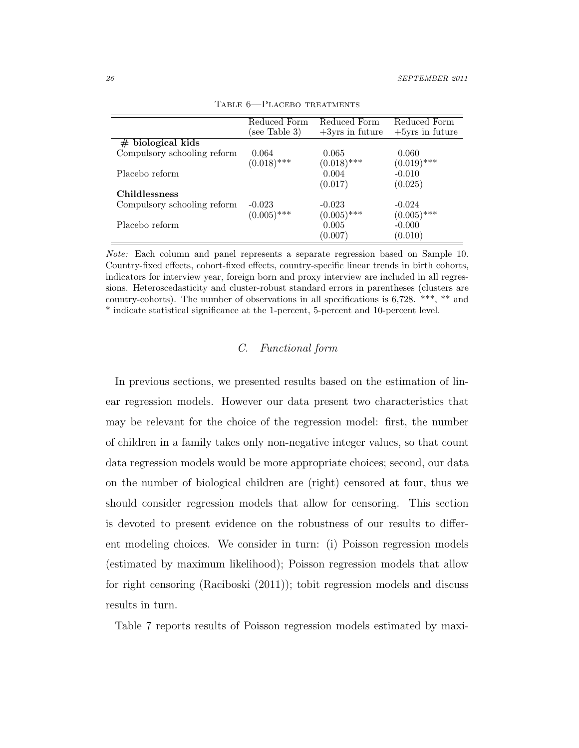Table 6—Placebo treatments

| | Reduced Form (see Table 3) | Reduced Form +3yrs in future | Reduced Form +5yrs in future |
|---|---|---|---|
| **# biological kids** | | | |
| Compulsory schooling reform | 0.064 | 0.065 | 0.060 |
| | (0.018)*** | (0.018)*** | (0.019)*** |
| Placebo reform | | 0.004 | -0.010 |
| | | (0.017) | (0.025) |
| **Childlessness** | | | |
| Compulsory schooling reform | -0.023 | -0.023 | -0.024 |
| | (0.005)*** | (0.005)*** | (0.005)*** |
| Placebo reform | | 0.005 | -0.000 |
| | | (0.007) | (0.010) |

*Note:* Each column and panel represents a separate regression based on Sample 10. Country-fixed effects, cohort-fixed effects, country-specific linear trends in birth cohorts, indicators for interview year, foreign born and proxy interview are included in all regressions. Heteroscedasticity and cluster-robust standard errors in parentheses (clusters are country-cohorts). The number of observations in all specifications is 6,728. ***, ** and * indicate statistical significance at the 1-percent, 5-percent and 10-percent level.

### *C. Functional form*

In previous sections, we presented results based on the estimation of linear regression models. However our data present two characteristics that may be relevant for the choice of the regression model: first, the number of children in a family takes only non-negative integer values, so that count data regression models would be more appropriate choices; second, our data on the number of biological children are (right) censored at four, thus we should consider regression models that allow for censoring. This section is devoted to present evidence on the robustness of our results to different modeling choices. We consider in turn: (i) Poisson regression models (estimated by maximum likelihood); Poisson regression models that allow for right censoring (Raciboski (2011)); tobit regression models and discuss results in turn.

Table 7 reports results of Poisson regression models estimated by maxi-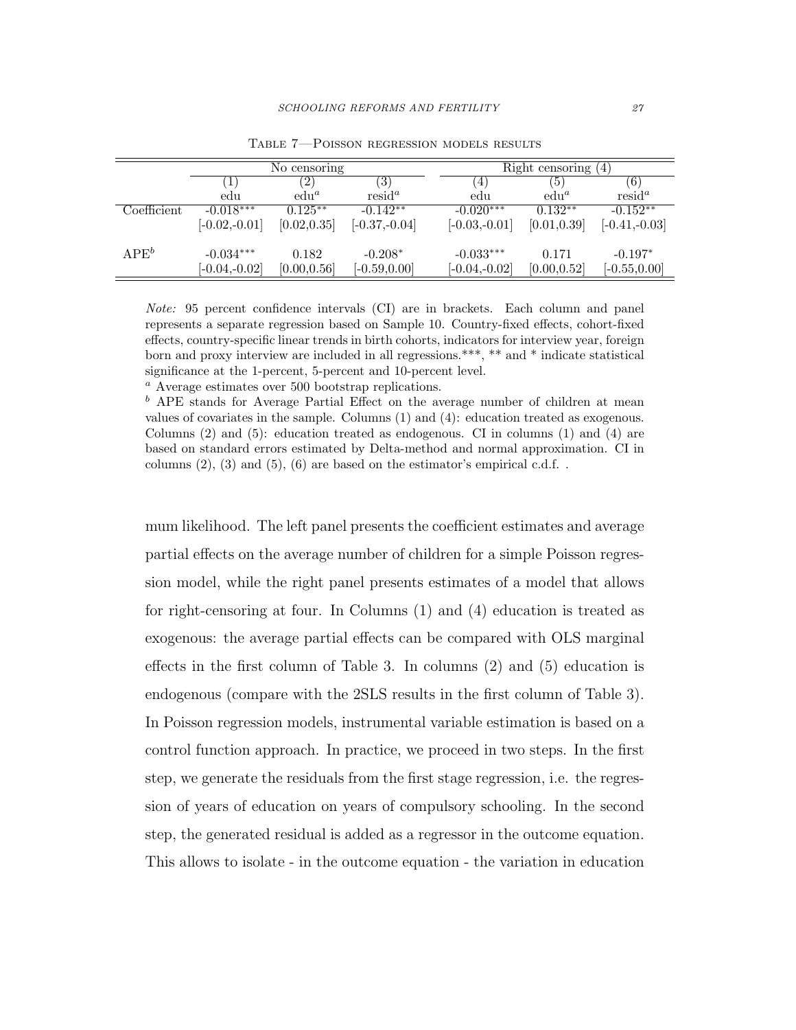Table 7—Poisson regression models results

| | No censoring | | | Right censoring (4) | | |
|---|---|---|---|---|---|---|
| | (1) | (2) | (3) | (4) | (5) | (6) |
| | edu | edu[a] | resid[a] | edu | edu[a] | resid[a] |
| Coefficient | -0.018*** | 0.125** | -0.142** | -0.020*** | 0.132** | -0.152** |
| | [-0.02,-0.01] | [0.02,0.35] | [-0.37,-0.04] | [-0.03,-0.01] | [0.01,0.39] | [-0.41,-0.03] |
| APE[b] | -0.034*** | 0.182 | -0.208* | -0.033*** | 0.171 | -0.197* |
| | [-0.04,-0.02] | [0.00,0.56] | [-0.59,0.00] | [-0.04,-0.02] | [0.00,0.52] | [-0.55,0.00] |

*Note:* 95 percent confidence intervals (CI) are in brackets. Each column and panel represents a separate regression based on Sample 10. Country-fixed effects, cohort-fixed effects, country-specific linear trends in birth cohorts, indicators for interview year, foreign born and proxy interview are included in all regressions.***, ** and * indicate statistical significance at the 1-percent, 5-percent and 10-percent level.

[a] Average estimates over 500 bootstrap replications.

[b] APE stands for Average Partial Effect on the average number of children at mean values of covariates in the sample. Columns (1) and (4): education treated as exogenous. Columns (2) and (5): education treated as endogenous. CI in columns (1) and (4) are based on standard errors estimated by Delta-method and normal approximation. CI in columns (2), (3) and (5), (6) are based on the estimator's empirical c.d.f. .

mum likelihood. The left panel presents the coefficient estimates and average partial effects on the average number of children for a simple Poisson regression model, while the right panel presents estimates of a model that allows for right-censoring at four. In Columns (1) and (4) education is treated as exogenous: the average partial effects can be compared with OLS marginal effects in the first column of Table 3. In columns (2) and (5) education is endogenous (compare with the 2SLS results in the first column of Table 3). In Poisson regression models, instrumental variable estimation is based on a control function approach. In practice, we proceed in two steps. In the first step, we generate the residuals from the first stage regression, i.e. the regression of years of education on years of compulsory schooling. In the second step, the generated residual is added as a regressor in the outcome equation. This allows to isolate - in the outcome equation - the variation in education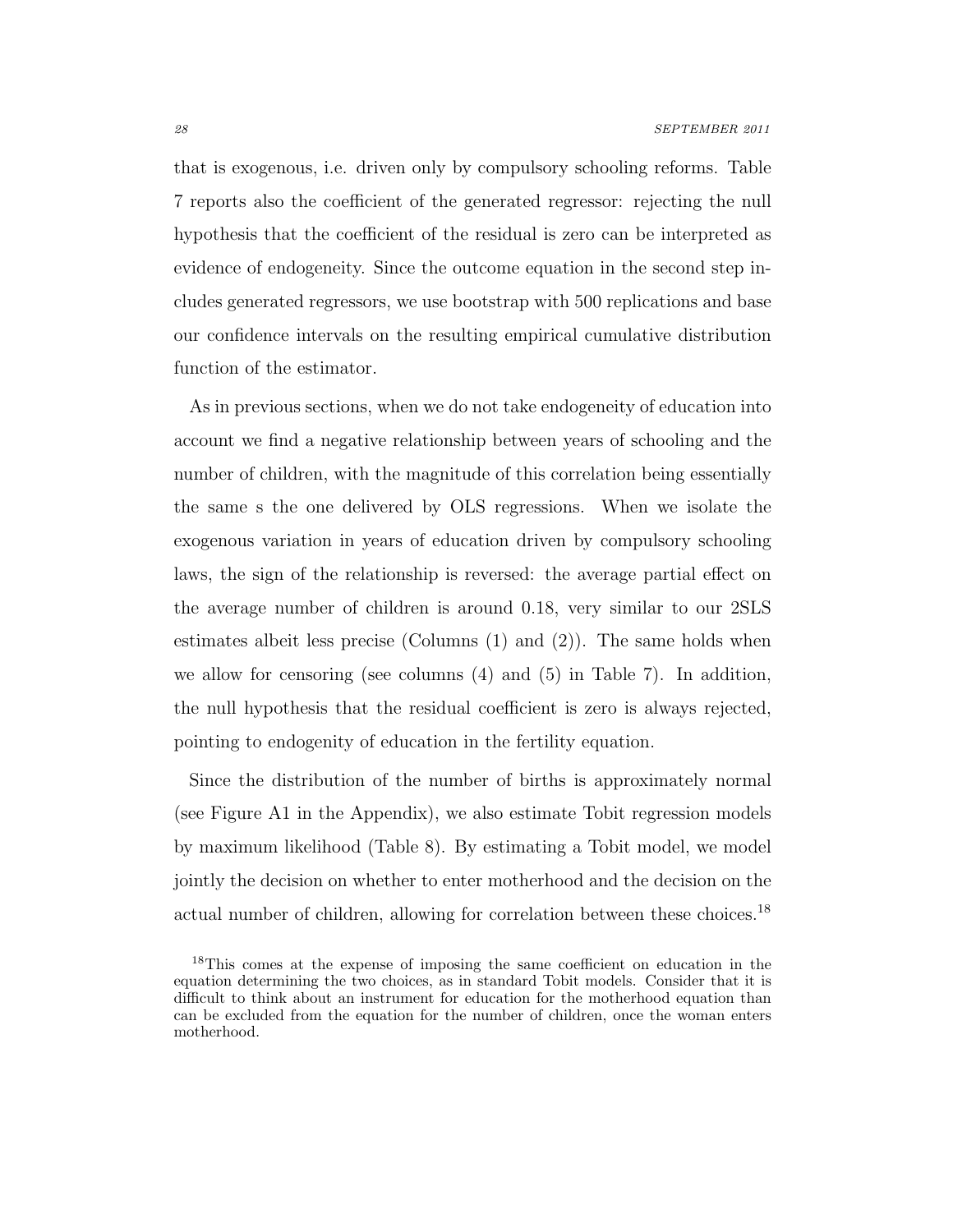that is exogenous, i.e. driven only by compulsory schooling reforms. Table 7 reports also the coefficient of the generated regressor: rejecting the null hypothesis that the coefficient of the residual is zero can be interpreted as evidence of endogeneity. Since the outcome equation in the second step includes generated regressors, we use bootstrap with 500 replications and base our confidence intervals on the resulting empirical cumulative distribution function of the estimator.

As in previous sections, when we do not take endogeneity of education into account we find a negative relationship between years of schooling and the number of children, with the magnitude of this correlation being essentially the same s the one delivered by OLS regressions. When we isolate the exogenous variation in years of education driven by compulsory schooling laws, the sign of the relationship is reversed: the average partial effect on the average number of children is around 0.18, very similar to our 2SLS estimates albeit less precise (Columns (1) and (2)). The same holds when we allow for censoring (see columns (4) and (5) in Table 7). In addition, the null hypothesis that the residual coefficient is zero is always rejected, pointing to endogenity of education in the fertility equation.

Since the distribution of the number of births is approximately normal (see Figure A1 in the Appendix), we also estimate Tobit regression models by maximum likelihood (Table 8). By estimating a Tobit model, we model jointly the decision on whether to enter motherhood and the decision on the actual number of children, allowing for correlation between these choices.[18]

[18]This comes at the expense of imposing the same coefficient on education in the equation determining the two choices, as in standard Tobit models. Consider that it is difficult to think about an instrument for education for the motherhood equation than can be excluded from the equation for the number of children, once the woman enters motherhood.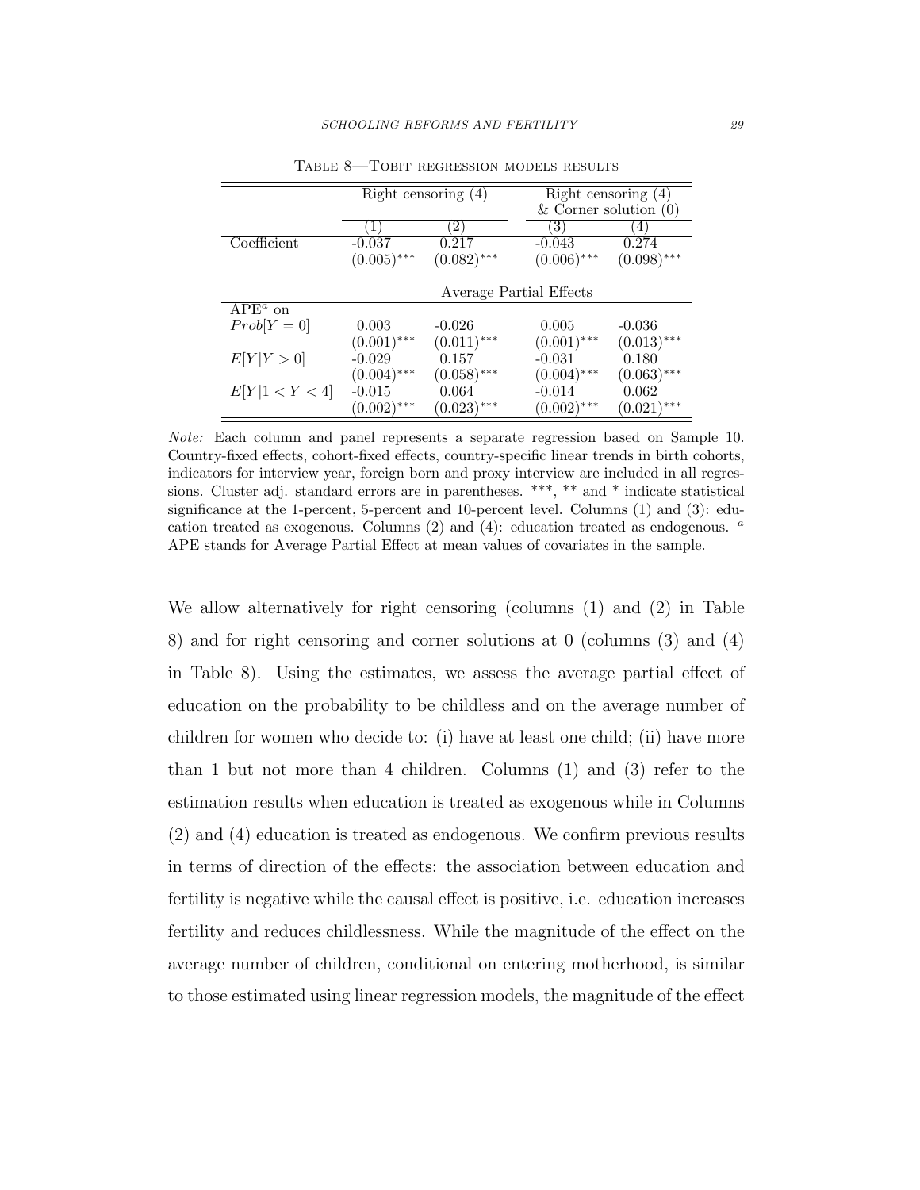Table 8—Tobit regression models results

| | Right censoring (4) | | Right censoring (4) & Corner solution (0) | |
|---|---|---|---|---|
| | (1) | (2) | (3) | (4) |
| Coefficient | -0.037 | 0.217 | -0.043 | 0.274 |
| | (0.005)*** | (0.082)*** | (0.006)*** | (0.098)*** |
| | Average Partial Effects | | | |
| APE[a] on | | | | |
| $Prob[Y=0]$ | 0.003 | -0.026 | 0.005 | -0.036 |
| | (0.001)*** | (0.011)*** | (0.001)*** | (0.013)*** |
| $E[Y\|Y>0]$ | -0.029 | 0.157 | -0.031 | 0.180 |
| | (0.004)*** | (0.058)*** | (0.004)*** | (0.063)*** |
| $E[Y\|1<Y<4]$ | -0.015 | 0.064 | -0.014 | 0.062 |
| | (0.002)*** | (0.023)*** | (0.002)*** | (0.021)*** |

*Note:* Each column and panel represents a separate regression based on Sample 10. Country-fixed effects, cohort-fixed effects, country-specific linear trends in birth cohorts, indicators for interview year, foreign born and proxy interview are included in all regressions. Cluster adj. standard errors are in parentheses. ***, ** and * indicate statistical significance at the 1-percent, 5-percent and 10-percent level. Columns (1) and (3): education treated as exogenous. Columns (2) and (4): education treated as endogenous. [a] APE stands for Average Partial Effect at mean values of covariates in the sample.

We allow alternatively for right censoring (columns (1) and (2) in Table 8) and for right censoring and corner solutions at 0 (columns (3) and (4) in Table 8). Using the estimates, we assess the average partial effect of education on the probability to be childless and on the average number of children for women who decide to: (i) have at least one child; (ii) have more than 1 but not more than 4 children. Columns (1) and (3) refer to the estimation results when education is treated as exogenous while in Columns (2) and (4) education is treated as endogenous. We confirm previous results in terms of direction of the effects: the association between education and fertility is negative while the causal effect is positive, i.e. education increases fertility and reduces childlessness. While the magnitude of the effect on the average number of children, conditional on entering motherhood, is similar to those estimated using linear regression models, the magnitude of the effect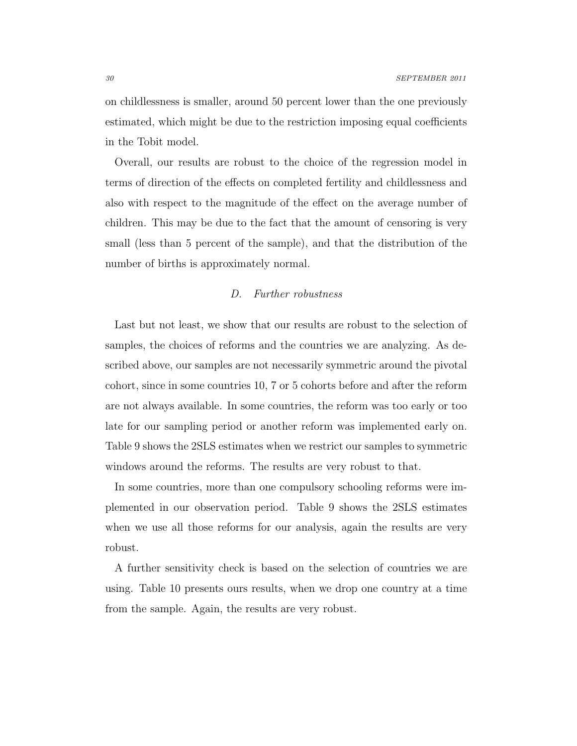on childlessness is smaller, around 50 percent lower than the one previously estimated, which might be due to the restriction imposing equal coefficients in the Tobit model.

Overall, our results are robust to the choice of the regression model in terms of direction of the effects on completed fertility and childlessness and also with respect to the magnitude of the effect on the average number of children. This may be due to the fact that the amount of censoring is very small (less than 5 percent of the sample), and that the distribution of the number of births is approximately normal.

### D. *Further robustness*

Last but not least, we show that our results are robust to the selection of samples, the choices of reforms and the countries we are analyzing. As described above, our samples are not necessarily symmetric around the pivotal cohort, since in some countries 10, 7 or 5 cohorts before and after the reform are not always available. In some countries, the reform was too early or too late for our sampling period or another reform was implemented early on. Table 9 shows the 2SLS estimates when we restrict our samples to symmetric windows around the reforms. The results are very robust to that.

In some countries, more than one compulsory schooling reforms were implemented in our observation period. Table 9 shows the 2SLS estimates when we use all those reforms for our analysis, again the results are very robust.

A further sensitivity check is based on the selection of countries we are using. Table 10 presents ours results, when we drop one country at a time from the sample. Again, the results are very robust.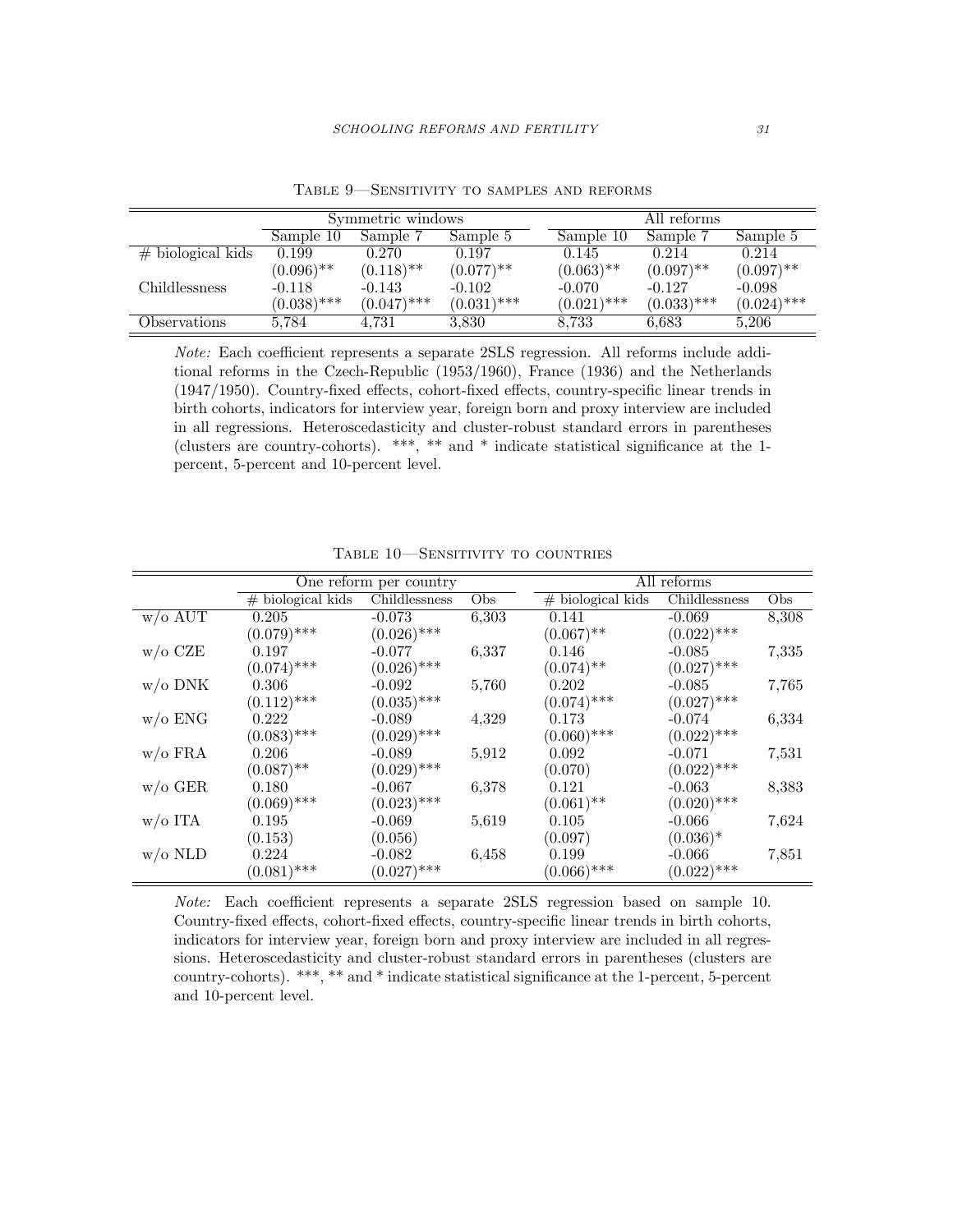Table 9—Sensitivity to samples and reforms

| | Symmetric windows | | | All reforms | | |
|---|---|---|---|---|---|---|
| | Sample 10 | Sample 7 | Sample 5 | Sample 10 | Sample 7 | Sample 5 |
| # biological kids | 0.199 | 0.270 | 0.197 | 0.145 | 0.214 | 0.214 |
| | (0.096)** | (0.118)** | (0.077)** | (0.063)** | (0.097)** | (0.097)** |
| Childlessness | -0.118 | -0.143 | -0.102 | -0.070 | -0.127 | -0.098 |
| | (0.038)*** | (0.047)*** | (0.031)*** | (0.021)*** | (0.033)*** | (0.024)*** |
| Observations | 5,784 | 4,731 | 3,830 | 8,733 | 6,683 | 5,206 |

*Note:* Each coefficient represents a separate 2SLS regression. All reforms include additional reforms in the Czech-Republic (1953/1960), France (1936) and the Netherlands (1947/1950). Country-fixed effects, cohort-fixed effects, country-specific linear trends in birth cohorts, indicators for interview year, foreign born and proxy interview are included in all regressions. Heteroscedasticity and cluster-robust standard errors in parentheses (clusters are country-cohorts). ***, ** and * indicate statistical significance at the 1-percent, 5-percent and 10-percent level.

Table 10—Sensitivity to countries

| | One reform per country | | | All reforms | | |
|---|---|---|---|---|---|---|
| | # biological kids | Childlessness | Obs | # biological kids | Childlessness | Obs |
| w/o AUT | 0.205 | -0.073 | 6,303 | 0.141 | -0.069 | 8,308 |
| | (0.079)*** | (0.026)*** | | (0.067)** | (0.022)*** | |
| w/o CZE | 0.197 | -0.077 | 6,337 | 0.146 | -0.085 | 7,335 |
| | (0.074)*** | (0.026)*** | | (0.074)** | (0.027)*** | |
| w/o DNK | 0.306 | -0.092 | 5,760 | 0.202 | -0.085 | 7,765 |
| | (0.112)*** | (0.035)*** | | (0.074)*** | (0.027)*** | |
| w/o ENG | 0.222 | -0.089 | 4,329 | 0.173 | -0.074 | 6,334 |
| | (0.083)*** | (0.029)*** | | (0.060)*** | (0.022)*** | |
| w/o FRA | 0.206 | -0.089 | 5,912 | 0.092 | -0.071 | 7,531 |
| | (0.087)** | (0.029)*** | | (0.070) | (0.022)*** | |
| w/o GER | 0.180 | -0.067 | 6,378 | 0.121 | -0.063 | 8,383 |
| | (0.069)*** | (0.023)*** | | (0.061)** | (0.020)*** | |
| w/o ITA | 0.195 | -0.069 | 5,619 | 0.105 | -0.066 | 7,624 |
| | (0.153) | (0.056) | | (0.097) | (0.036)* | |
| w/o NLD | 0.224 | -0.082 | 6,458 | 0.199 | -0.066 | 7,851 |
| | (0.081)*** | (0.027)*** | | (0.066)*** | (0.022)*** | |

*Note:* Each coefficient represents a separate 2SLS regression based on sample 10. Country-fixed effects, cohort-fixed effects, country-specific linear trends in birth cohorts, indicators for interview year, foreign born and proxy interview are included in all regressions. Heteroscedasticity and cluster-robust standard errors in parentheses (clusters are country-cohorts). ***, ** and * indicate statistical significance at the 1-percent, 5-percent and 10-percent level.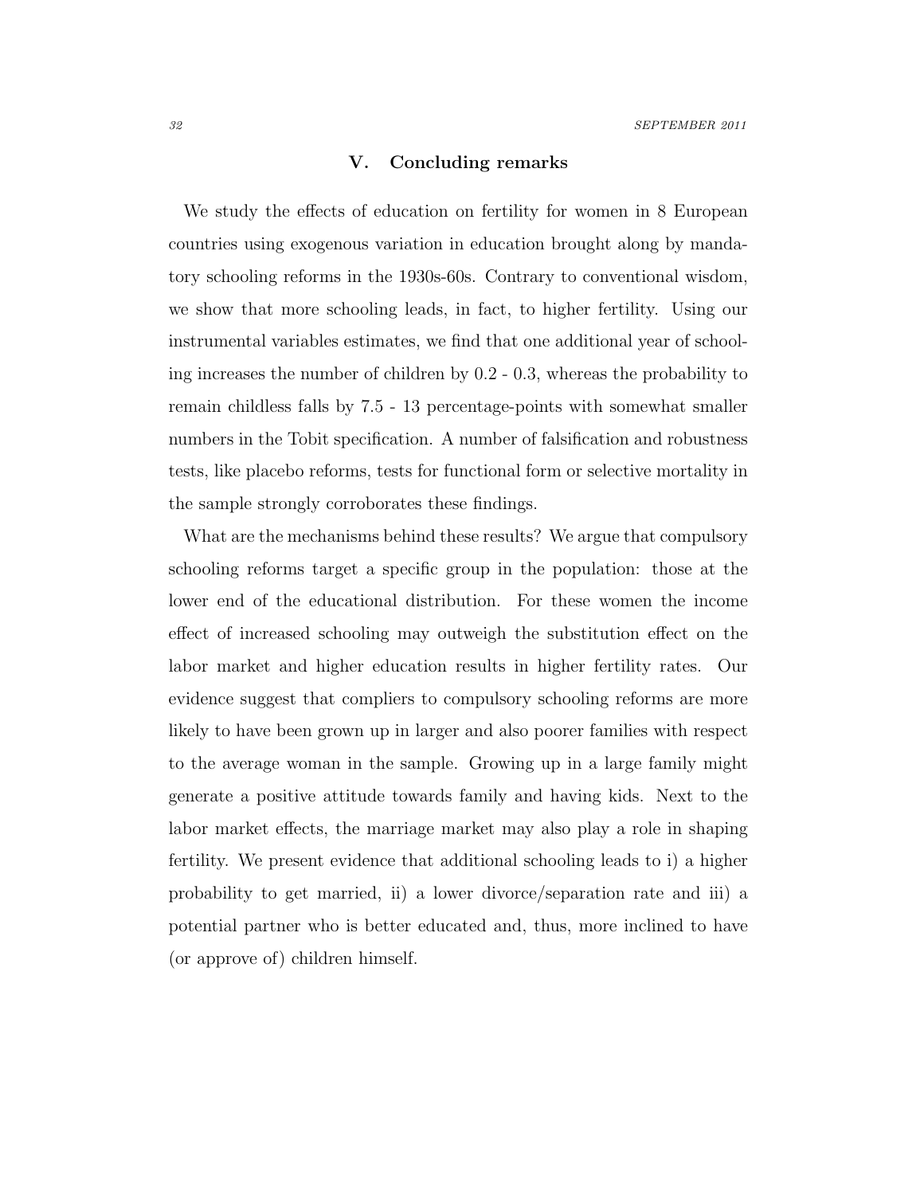## V. Concluding remarks

We study the effects of education on fertility for women in 8 European countries using exogenous variation in education brought along by mandatory schooling reforms in the 1930s-60s. Contrary to conventional wisdom, we show that more schooling leads, in fact, to higher fertility. Using our instrumental variables estimates, we find that one additional year of schooling increases the number of children by 0.2 - 0.3, whereas the probability to remain childless falls by 7.5 - 13 percentage-points with somewhat smaller numbers in the Tobit specification. A number of falsification and robustness tests, like placebo reforms, tests for functional form or selective mortality in the sample strongly corroborates these findings.

What are the mechanisms behind these results? We argue that compulsory schooling reforms target a specific group in the population: those at the lower end of the educational distribution. For these women the income effect of increased schooling may outweigh the substitution effect on the labor market and higher education results in higher fertility rates. Our evidence suggest that compliers to compulsory schooling reforms are more likely to have been grown up in larger and also poorer families with respect to the average woman in the sample. Growing up in a large family might generate a positive attitude towards family and having kids. Next to the labor market effects, the marriage market may also play a role in shaping fertility. We present evidence that additional schooling leads to i) a higher probability to get married, ii) a lower divorce/separation rate and iii) a potential partner who is better educated and, thus, more inclined to have (or approve of) children himself.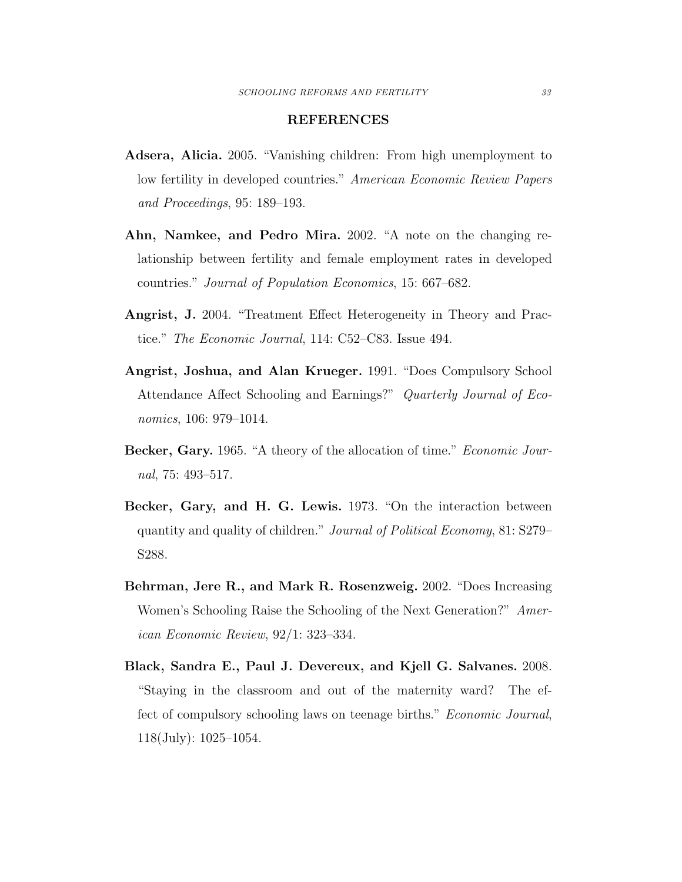## REFERENCES

**Adsera, Alicia.** 2005. "Vanishing children: From high unemployment to low fertility in developed countries." *American Economic Review Papers and Proceedings*, 95: 189–193.

**Ahn, Namkee, and Pedro Mira.** 2002. "A note on the changing relationship between fertility and female employment rates in developed countries." *Journal of Population Economics*, 15: 667–682.

**Angrist, J.** 2004. "Treatment Effect Heterogeneity in Theory and Practice." *The Economic Journal*, 114: C52–C83. Issue 494.

**Angrist, Joshua, and Alan Krueger.** 1991. "Does Compulsory School Attendance Affect Schooling and Earnings?" *Quarterly Journal of Economics*, 106: 979–1014.

**Becker, Gary.** 1965. "A theory of the allocation of time." *Economic Journal*, 75: 493–517.

**Becker, Gary, and H. G. Lewis.** 1973. "On the interaction between quantity and quality of children." *Journal of Political Economy*, 81: S279–S288.

**Behrman, Jere R., and Mark R. Rosenzweig.** 2002. "Does Increasing Women's Schooling Raise the Schooling of the Next Generation?" *American Economic Review*, 92/1: 323–334.

**Black, Sandra E., Paul J. Devereux, and Kjell G. Salvanes.** 2008. "Staying in the classroom and out of the maternity ward? The effect of compulsory schooling laws on teenage births." *Economic Journal*, 118(July): 1025–1054.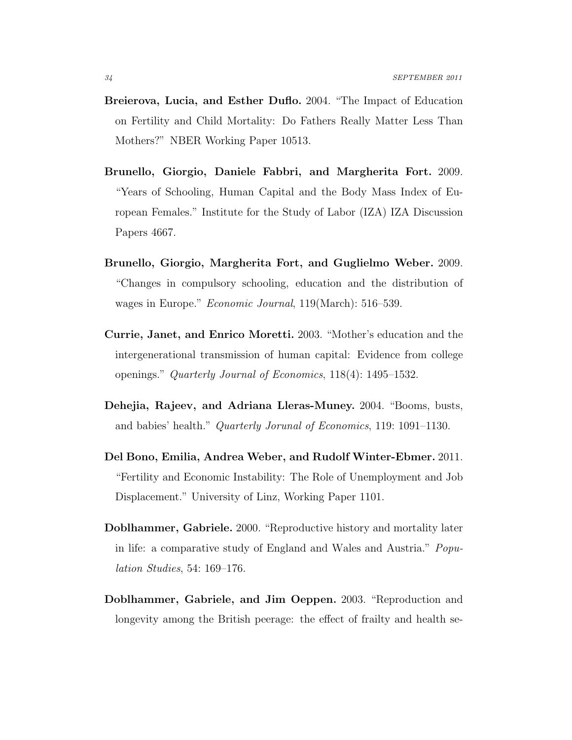**Breierova, Lucia, and Esther Duflo.** 2004. "The Impact of Education on Fertility and Child Mortality: Do Fathers Really Matter Less Than Mothers?" NBER Working Paper 10513.

**Brunello, Giorgio, Daniele Fabbri, and Margherita Fort.** 2009. "Years of Schooling, Human Capital and the Body Mass Index of European Females." Institute for the Study of Labor (IZA) IZA Discussion Papers 4667.

**Brunello, Giorgio, Margherita Fort, and Guglielmo Weber.** 2009. "Changes in compulsory schooling, education and the distribution of wages in Europe." *Economic Journal*, 119(March): 516–539.

**Currie, Janet, and Enrico Moretti.** 2003. "Mother's education and the intergenerational transmission of human capital: Evidence from college openings." *Quarterly Journal of Economics*, 118(4): 1495–1532.

**Dehejia, Rajeev, and Adriana Lleras-Muney.** 2004. "Booms, busts, and babies' health." *Quarterly Joruna1 of Economics*, 119: 1091–1130.

**Del Bono, Emilia, Andrea Weber, and Rudolf Winter-Ebmer.** 2011. "Fertility and Economic Instability: The Role of Unemployment and Job Displacement." University of Linz, Working Paper 1101.

**Doblhammer, Gabriele.** 2000. "Reproductive history and mortality later in life: a comparative study of England and Wales and Austria." *Population Studies*, 54: 169–176.

**Doblhammer, Gabriele, and Jim Oeppen.** 2003. "Reproduction and longevity among the British peerage: the effect of frailty and health se-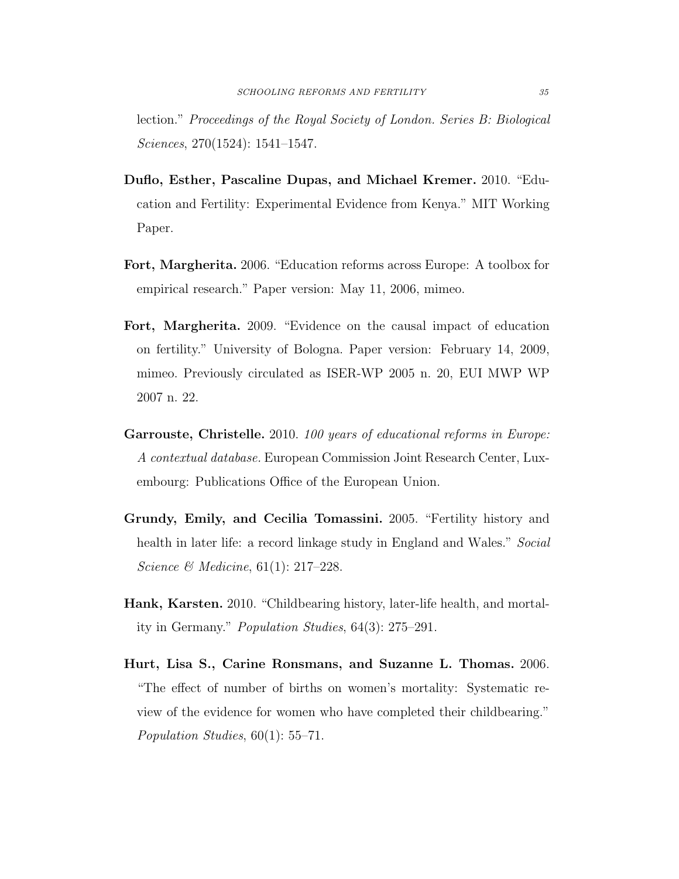lection." *Proceedings of the Royal Society of London. Series B: Biological Sciences*, 270(1524): 1541–1547.

**Duflo, Esther, Pascaline Dupas, and Michael Kremer.** 2010. "Education and Fertility: Experimental Evidence from Kenya." MIT Working Paper.

**Fort, Margherita.** 2006. "Education reforms across Europe: A toolbox for empirical research." Paper version: May 11, 2006, mimeo.

**Fort, Margherita.** 2009. "Evidence on the causal impact of education on fertility." University of Bologna. Paper version: February 14, 2009, mimeo. Previously circulated as ISER-WP 2005 n. 20, EUI MWP WP 2007 n. 22.

**Garrouste, Christelle.** 2010. *100 years of educational reforms in Europe: A contextual database.* European Commission Joint Research Center, Luxembourg: Publications Office of the European Union.

**Grundy, Emily, and Cecilia Tomassini.** 2005. "Fertility history and health in later life: a record linkage study in England and Wales." *Social Science & Medicine*, 61(1): 217–228.

**Hank, Karsten.** 2010. "Childbearing history, later-life health, and mortality in Germany." *Population Studies*, 64(3): 275–291.

**Hurt, Lisa S., Carine Ronsmans, and Suzanne L. Thomas.** 2006. "The effect of number of births on women's mortality: Systematic review of the evidence for women who have completed their childbearing." *Population Studies*, 60(1): 55–71.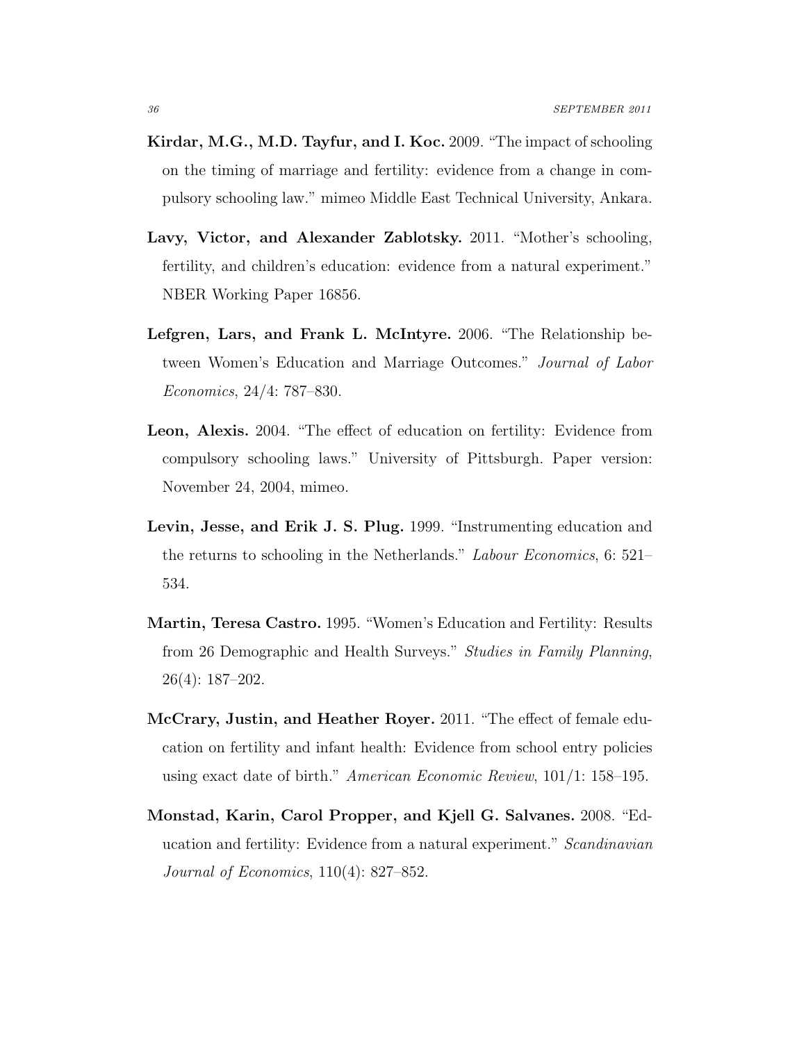**Kirdar, M.G., M.D. Tayfur, and I. Koc.** 2009. "The impact of schooling on the timing of marriage and fertility: evidence from a change in compulsory schooling law." mimeo Middle East Technical University, Ankara.

**Lavy, Victor, and Alexander Zablotsky.** 2011. "Mother's schooling, fertility, and children's education: evidence from a natural experiment." NBER Working Paper 16856.

**Lefgren, Lars, and Frank L. McIntyre.** 2006. "The Relationship between Women's Education and Marriage Outcomes." *Journal of Labor Economics*, 24/4: 787–830.

**Leon, Alexis.** 2004. "The effect of education on fertility: Evidence from compulsory schooling laws." University of Pittsburgh. Paper version: November 24, 2004, mimeo.

**Levin, Jesse, and Erik J. S. Plug.** 1999. "Instrumenting education and the returns to schooling in the Netherlands." *Labour Economics*, 6: 521–534.

**Martin, Teresa Castro.** 1995. "Women's Education and Fertility: Results from 26 Demographic and Health Surveys." *Studies in Family Planning*, 26(4): 187–202.

**McCrary, Justin, and Heather Royer.** 2011. "The effect of female education on fertility and infant health: Evidence from school entry policies using exact date of birth." *American Economic Review*, 101/1: 158–195.

**Monstad, Karin, Carol Propper, and Kjell G. Salvanes.** 2008. "Education and fertility: Evidence from a natural experiment." *Scandinavian Journal of Economics*, 110(4): 827–852.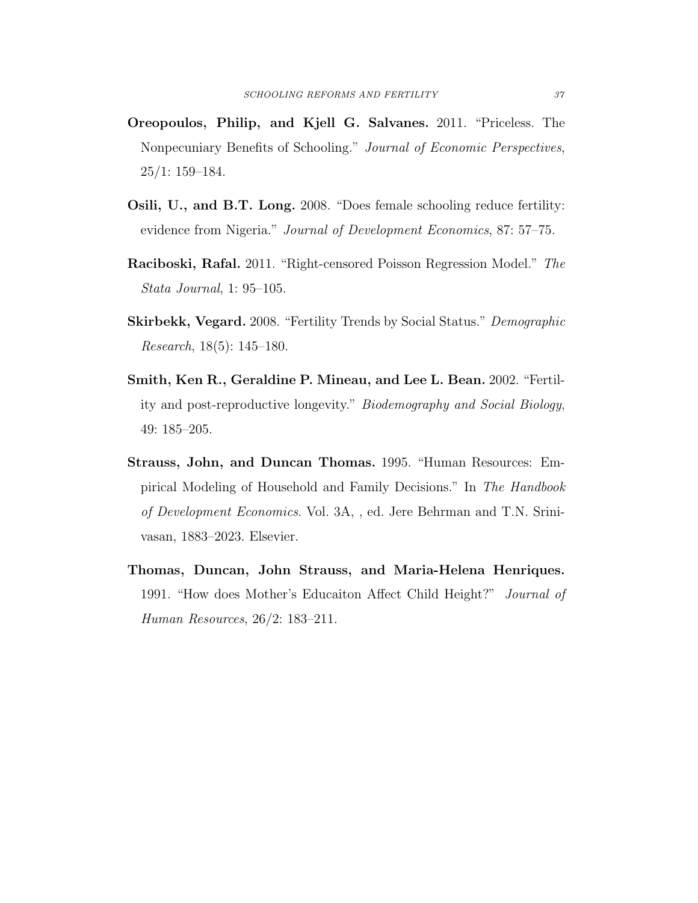**Oreopoulos, Philip, and Kjell G. Salvanes.** 2011. "Priceless. The Nonpecuniary Benefits of Schooling." *Journal of Economic Perspectives*, 25/1: 159–184.

**Osili, U., and B.T. Long.** 2008. "Does female schooling reduce fertility: evidence from Nigeria." *Journal of Development Economics*, 87: 57–75.

**Raciboski, Rafal.** 2011. "Right-censored Poisson Regression Model." *The Stata Journal*, 1: 95–105.

**Skirbekk, Vegard.** 2008. "Fertility Trends by Social Status." *Demographic Research*, 18(5): 145–180.

**Smith, Ken R., Geraldine P. Mineau, and Lee L. Bean.** 2002. "Fertility and post-reproductive longevity." *Biodemography and Social Biology*, 49: 185–205.

**Strauss, John, and Duncan Thomas.** 1995. "Human Resources: Empirical Modeling of Household and Family Decisions." In *The Handbook of Development Economics*. Vol. 3A, , ed. Jere Behrman and T.N. Srinivasan, 1883–2023. Elsevier.

**Thomas, Duncan, John Strauss, and Maria-Helena Henriques.** 1991. "How does Mother's Educaiton Affect Child Height?" *Journal of Human Resources*, 26/2: 183–211.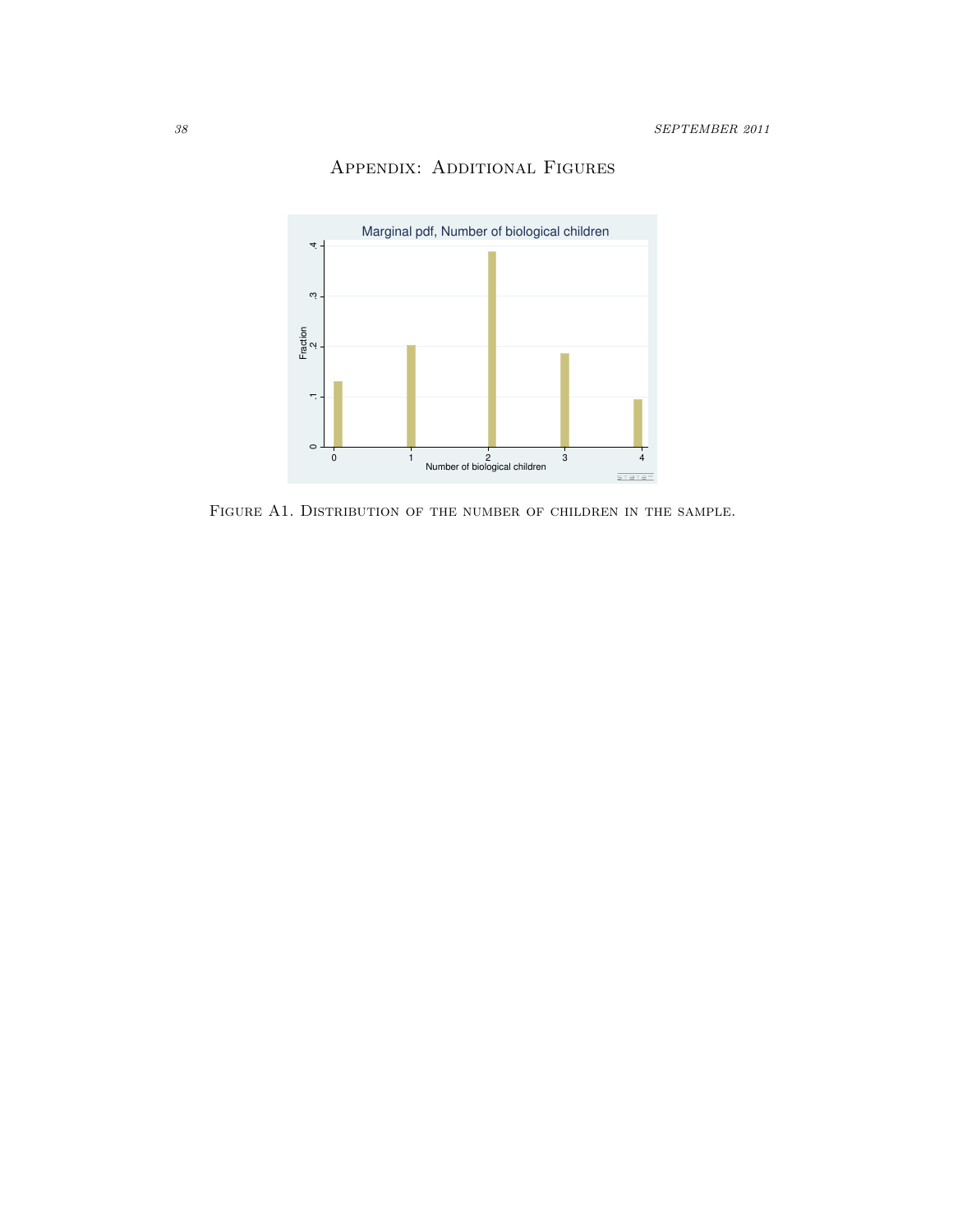## Appendix: Additional Figures

Figure A1. Distribution of the number of children in the sample.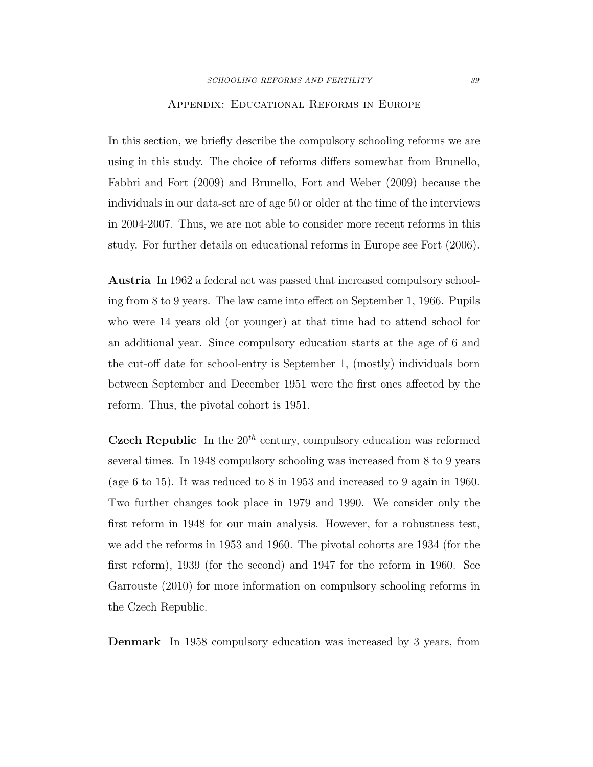## Appendix: Educational Reforms in Europe

In this section, we briefly describe the compulsory schooling reforms we are using in this study. The choice of reforms differs somewhat from Brunello, Fabbri and Fort (2009) and Brunello, Fort and Weber (2009) because the individuals in our data-set are of age 50 or older at the time of the interviews in 2004-2007. Thus, we are not able to consider more recent reforms in this study. For further details on educational reforms in Europe see Fort (2006).

**Austria** In 1962 a federal act was passed that increased compulsory schooling from 8 to 9 years. The law came into effect on September 1, 1966. Pupils who were 14 years old (or younger) at that time had to attend school for an additional year. Since compulsory education starts at the age of 6 and the cut-off date for school-entry is September 1, (mostly) individuals born between September and December 1951 were the first ones affected by the reform. Thus, the pivotal cohort is 1951.

**Czech Republic** In the $20^{th}$ century, compulsory education was reformed several times. In 1948 compulsory schooling was increased from 8 to 9 years (age 6 to 15). It was reduced to 8 in 1953 and increased to 9 again in 1960. Two further changes took place in 1979 and 1990. We consider only the first reform in 1948 for our main analysis. However, for a robustness test, we add the reforms in 1953 and 1960. The pivotal cohorts are 1934 (for the first reform), 1939 (for the second) and 1947 for the reform in 1960. See Garrouste (2010) for more information on compulsory schooling reforms in the Czech Republic.

**Denmark** In 1958 compulsory education was increased by 3 years, from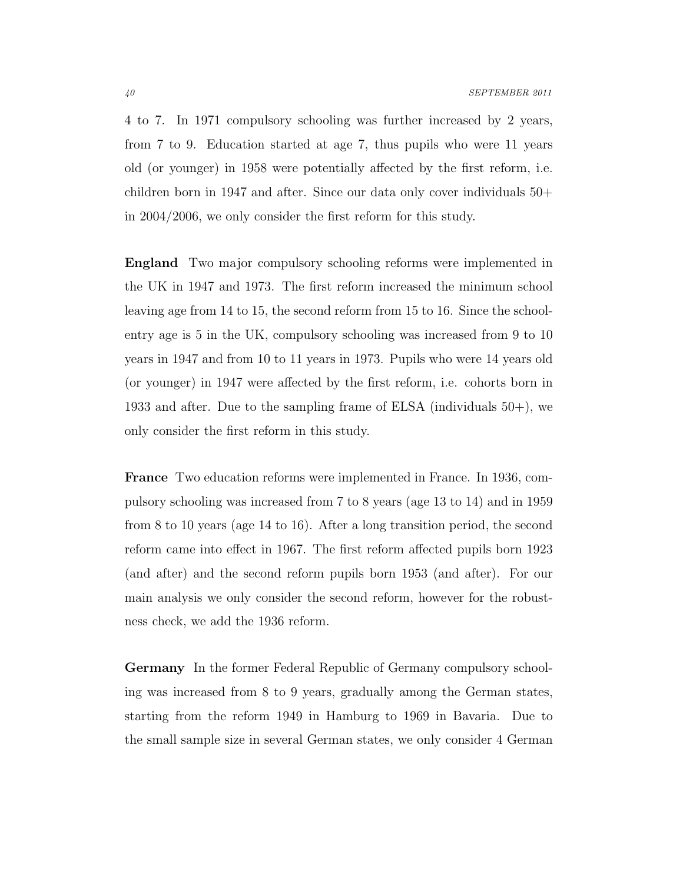4 to 7. In 1971 compulsory schooling was further increased by 2 years, from 7 to 9. Education started at age 7, thus pupils who were 11 years old (or younger) in 1958 were potentially affected by the first reform, i.e. children born in 1947 and after. Since our data only cover individuals 50+ in 2004/2006, we only consider the first reform for this study.

**England** Two major compulsory schooling reforms were implemented in the UK in 1947 and 1973. The first reform increased the minimum school leaving age from 14 to 15, the second reform from 15 to 16. Since the school-entry age is 5 in the UK, compulsory schooling was increased from 9 to 10 years in 1947 and from 10 to 11 years in 1973. Pupils who were 14 years old (or younger) in 1947 were affected by the first reform, i.e. cohorts born in 1933 and after. Due to the sampling frame of ELSA (individuals 50+), we only consider the first reform in this study.

**France** Two education reforms were implemented in France. In 1936, compulsory schooling was increased from 7 to 8 years (age 13 to 14) and in 1959 from 8 to 10 years (age 14 to 16). After a long transition period, the second reform came into effect in 1967. The first reform affected pupils born 1923 (and after) and the second reform pupils born 1953 (and after). For our main analysis we only consider the second reform, however for the robustness check, we add the 1936 reform.

**Germany** In the former Federal Republic of Germany compulsory schooling was increased from 8 to 9 years, gradually among the German states, starting from the reform 1949 in Hamburg to 1969 in Bavaria. Due to the small sample size in several German states, we only consider 4 German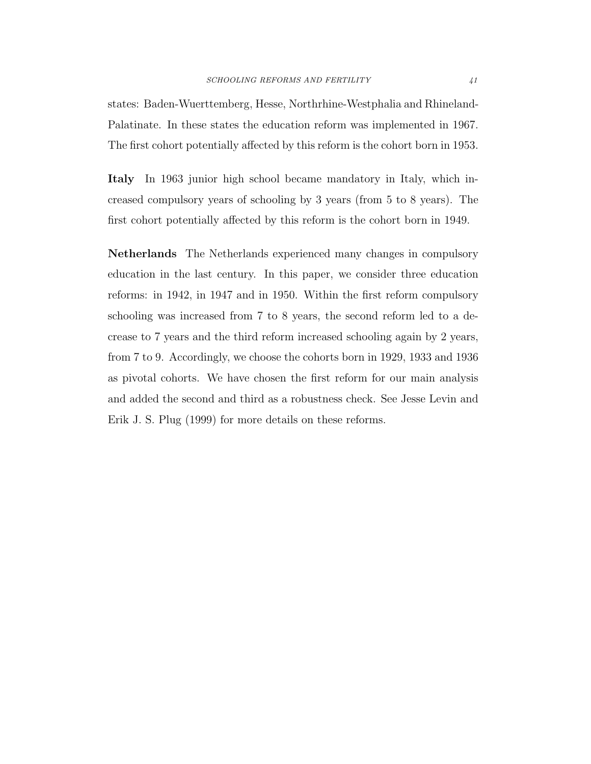states: Baden-Wuerttemberg, Hesse, Northrhine-Westphalia and Rhineland-Palatinate. In these states the education reform was implemented in 1967. The first cohort potentially affected by this reform is the cohort born in 1953.

**Italy** In 1963 junior high school became mandatory in Italy, which increased compulsory years of schooling by 3 years (from 5 to 8 years). The first cohort potentially affected by this reform is the cohort born in 1949.

**Netherlands** The Netherlands experienced many changes in compulsory education in the last century. In this paper, we consider three education reforms: in 1942, in 1947 and in 1950. Within the first reform compulsory schooling was increased from 7 to 8 years, the second reform led to a decrease to 7 years and the third reform increased schooling again by 2 years, from 7 to 9. Accordingly, we choose the cohorts born in 1929, 1933 and 1936 as pivotal cohorts. We have chosen the first reform for our main analysis and added the second and third as a robustness check. See Jesse Levin and Erik J. S. Plug (1999) for more details on these reforms.